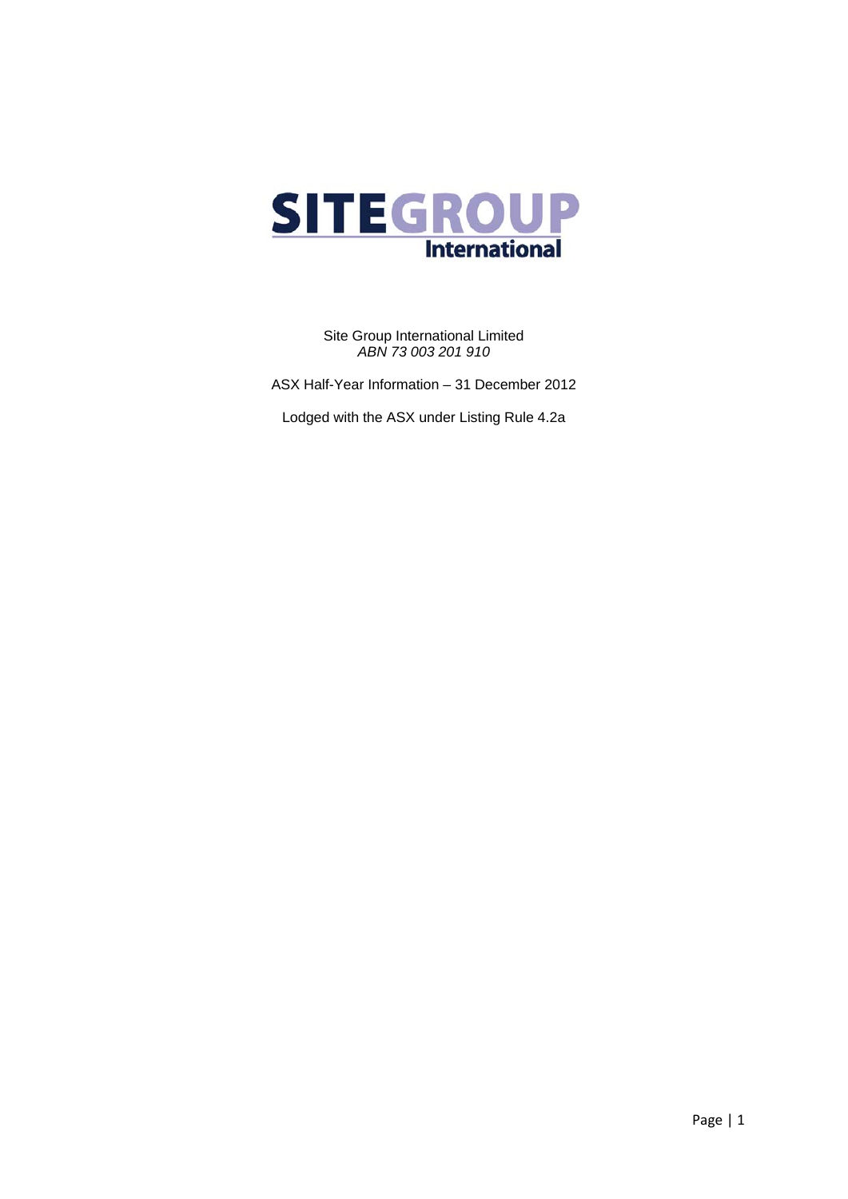# SITEGROUP International

Site Group International Limited
*ABN 73 003 201 910*

ASX Half-Year Information – 31 December 2012

Lodged with the ASX under Listing Rule 4.2a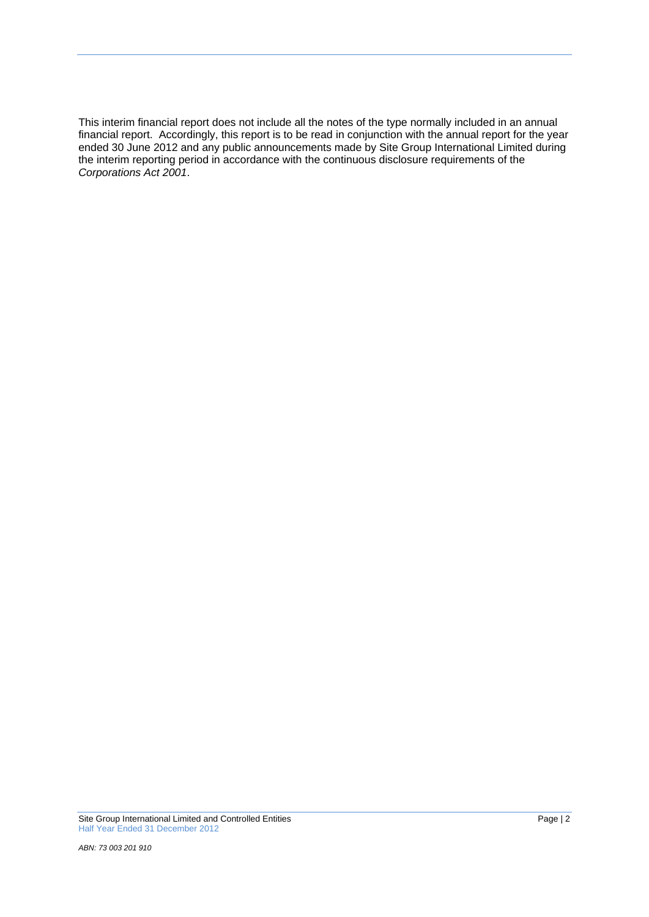This interim financial report does not include all the notes of the type normally included in an annual financial report. Accordingly, this report is to be read in conjunction with the annual report for the year ended 30 June 2012 and any public announcements made by Site Group International Limited during the interim reporting period in accordance with the continuous disclosure requirements of the *Corporations Act 2001*.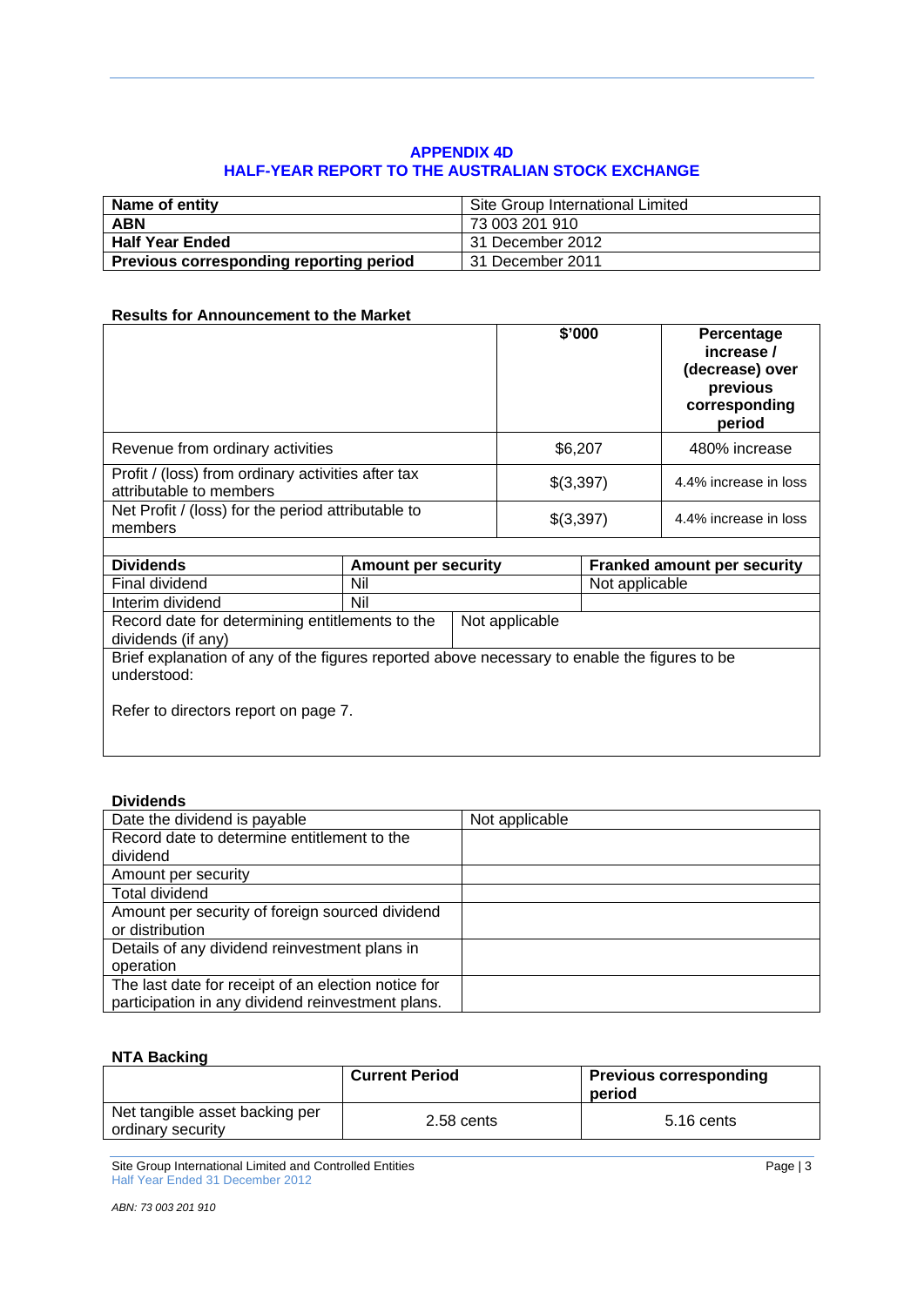# APPENDIX 4D
# HALF-YEAR REPORT TO THE AUSTRALIAN STOCK EXCHANGE

| Name of entity | Site Group International Limited |
|---|---|
| ABN | 73 003 201 910 |
| Half Year Ended | 31 December 2012 |
| Previous corresponding reporting period | 31 December 2011 |

**Results for Announcement to the Market**

| | $'000 | Percentage increase / (decrease) over previous corresponding period |
|---|---|---|
| Revenue from ordinary activities | $6,207 | 480% increase |
| Profit / (loss) from ordinary activities after tax attributable to members | $(3,397) | 4.4% increase in loss |
| Net Profit / (loss) for the period attributable to members | $(3,397) | 4.4% increase in loss |

| Dividends | Amount per security | Franked amount per security |
|---|---|---|
| Final dividend | Nil | Not applicable |
| Interim dividend | Nil | |
| Record date for determining entitlements to the dividends (if any) | Not applicable | |

Brief explanation of any of the figures reported above necessary to enable the figures to be understood:

Refer to directors report on page 7.

**Dividends**

| Date the dividend is payable | Not applicable |
|---|---|
| Record date to determine entitlement to the dividend | |
| Amount per security | |
| Total dividend | |
| Amount per security of foreign sourced dividend or distribution | |
| Details of any dividend reinvestment plans in operation | |
| The last date for receipt of an election notice for participation in any dividend reinvestment plans. | |

**NTA Backing**

| | Current Period | Previous corresponding period |
|---|---|---|
| Net tangible asset backing per ordinary security | 2.58 cents | 5.16 cents |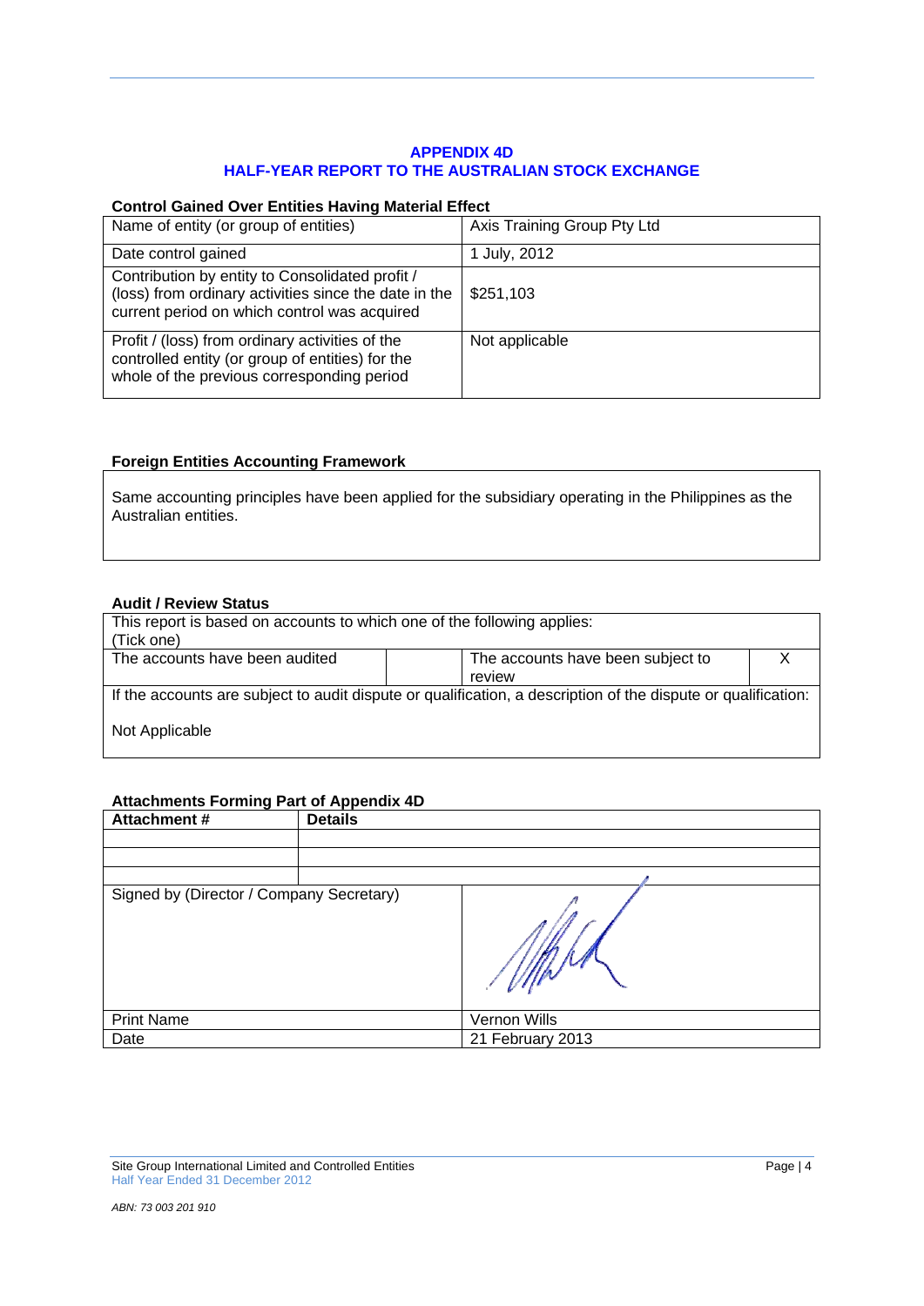# APPENDIX 4D
## HALF-YEAR REPORT TO THE AUSTRALIAN STOCK EXCHANGE

**Control Gained Over Entities Having Material Effect**

| | |
|---|---|
| Name of entity (or group of entities) | Axis Training Group Pty Ltd |
| Date control gained | 1 July, 2012 |
| Contribution by entity to Consolidated profit / (loss) from ordinary activities since the date in the current period on which control was acquired | $251,103 |
| Profit / (loss) from ordinary activities of the controlled entity (or group of entities) for the whole of the previous corresponding period | Not applicable |

**Foreign Entities Accounting Framework**

Same accounting principles have been applied for the subsidiary operating in the Philippines as the Australian entities.

**Audit / Review Status**

| This report is based on accounts to which one of the following applies: (Tick one) | | | |
|---|---|---|---|
| The accounts have been audited | | The accounts have been subject to review | X |
| If the accounts are subject to audit dispute or qualification, a description of the dispute or qualification: Not Applicable | | | |

**Attachments Forming Part of Appendix 4D**

| Attachment # | Details |
|---|---|
| | |
| | |
| | |

| | |
|---|---|
| Signed by (Director / Company Secretary) | |
| Print Name | Vernon Wills |
| Date | 21 February 2013 |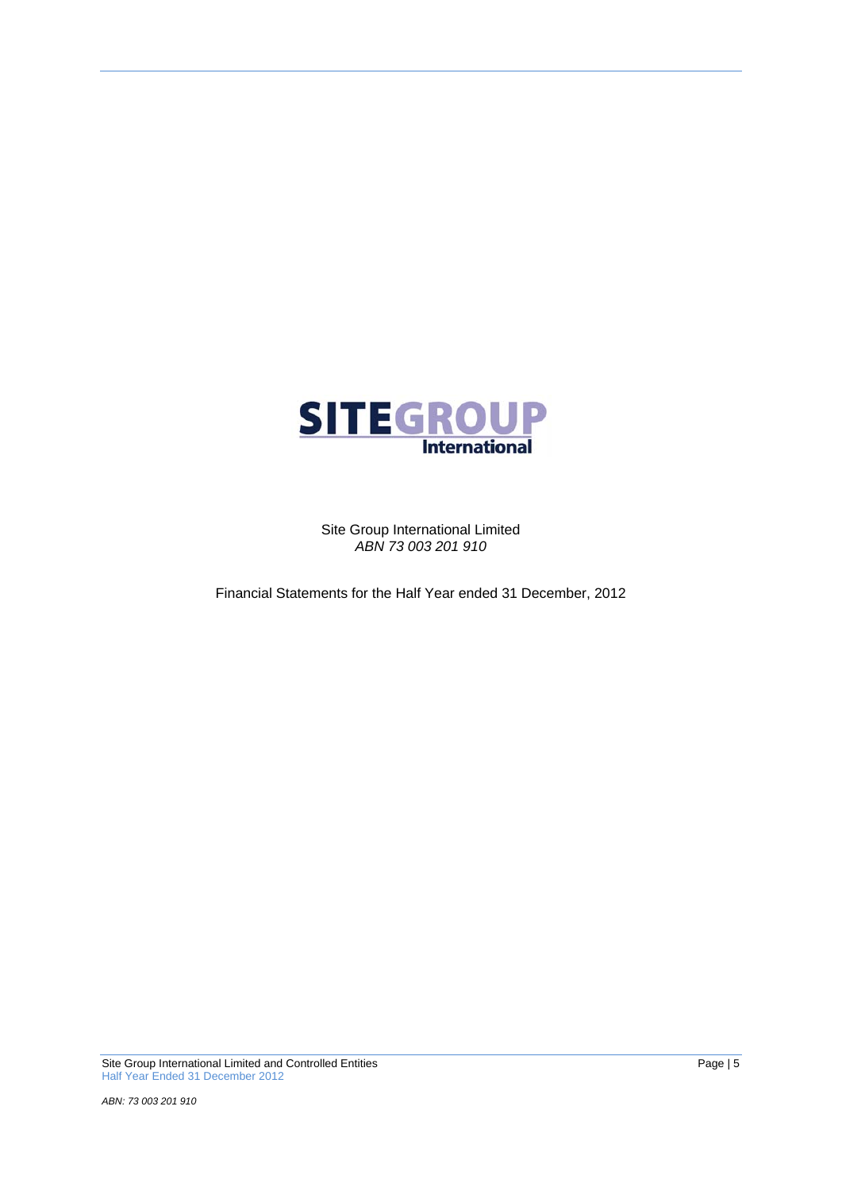SITEGROUP International

Site Group International Limited
*ABN 73 003 201 910*

Financial Statements for the Half Year ended 31 December, 2012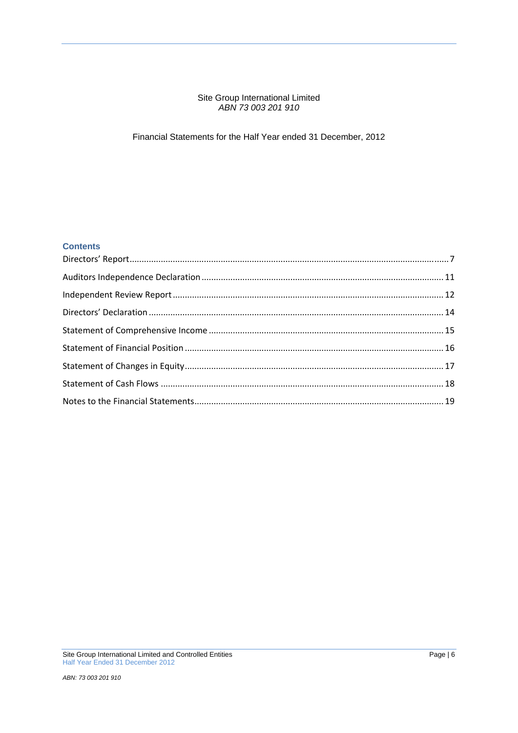Site Group International Limited
*ABN 73 003 201 910*

Financial Statements for the Half Year ended 31 December, 2012

## Contents

| | |
|---|---|
| Directors' Report | 7 |
| Auditors Independence Declaration | 11 |
| Independent Review Report | 12 |
| Directors' Declaration | 14 |
| Statement of Comprehensive Income | 15 |
| Statement of Financial Position | 16 |
| Statement of Changes in Equity | 17 |
| Statement of Cash Flows | 18 |
| Notes to the Financial Statements | 19 |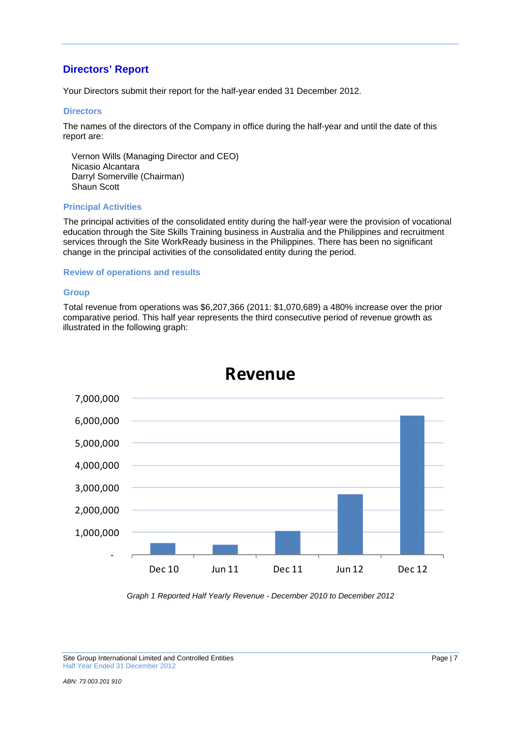## Directors' Report

Your Directors submit their report for the half-year ended 31 December 2012.

### Directors

The names of the directors of the Company in office during the half-year and until the date of this report are:

Vernon Wills (Managing Director and CEO)
Nicasio Alcantara
Darryl Somerville (Chairman)
Shaun Scott

### Principal Activities

The principal activities of the consolidated entity during the half-year were the provision of vocational education through the Site Skills Training business in Australia and the Philippines and recruitment services through the Site WorkReady business in the Philippines. There has been no significant change in the principal activities of the consolidated entity during the period.

### Review of operations and results

### Group

Total revenue from operations was $6,207,366 (2011: $1,070,689) a 480% increase over the prior comparative period. This half year represents the third consecutive period of revenue growth as illustrated in the following graph:

**Revenue**

*Graph 1 Reported Half Yearly Revenue - December 2010 to December 2012*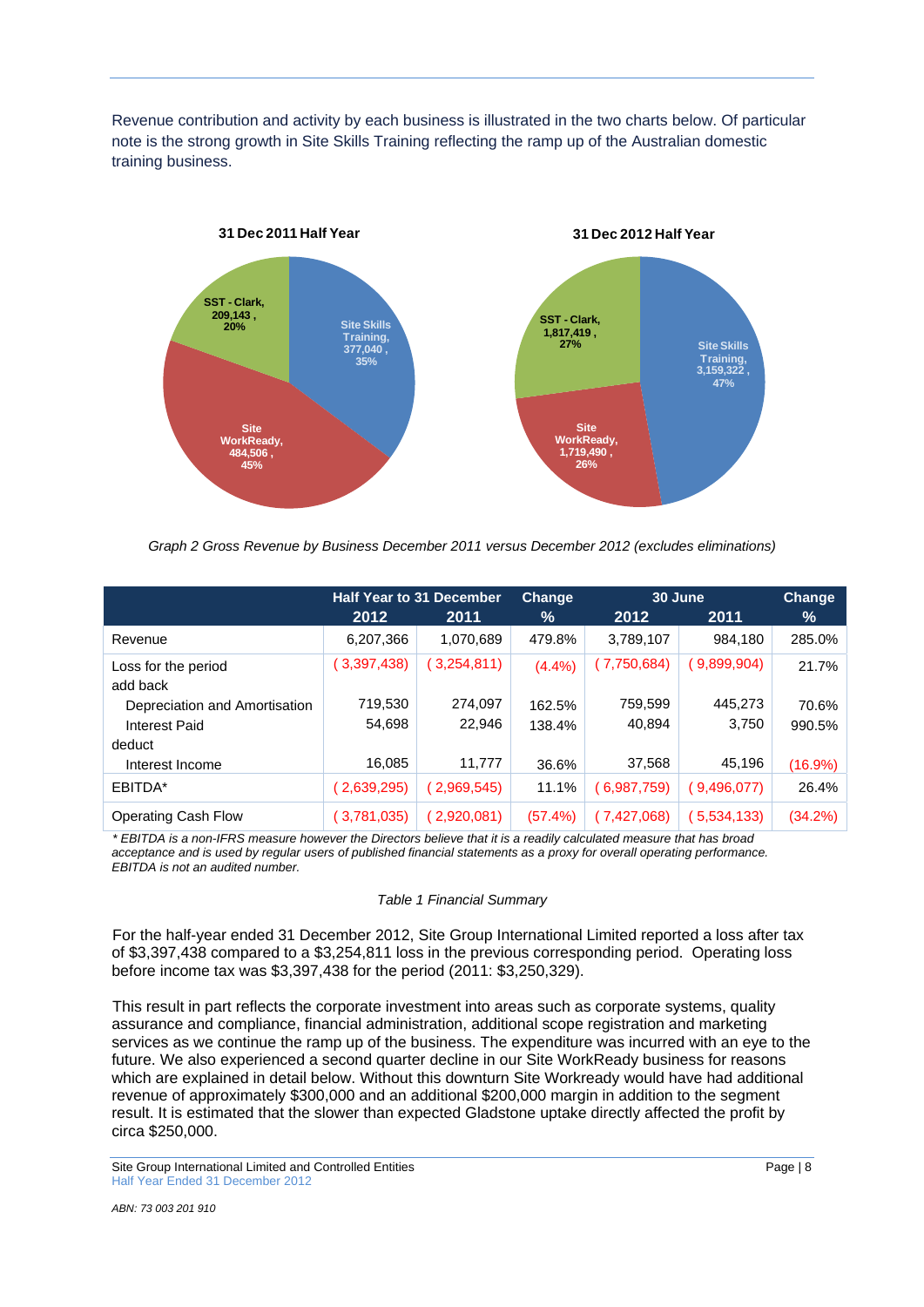Revenue contribution and activity by each business is illustrated in the two charts below. Of particular note is the strong growth in Site Skills Training reflecting the ramp up of the Australian domestic training business.

**31 Dec 2011 Half Year**

- SST - Clark, 209,143 , 20%
- Site Skills Training, 377,040 , 35%
- Site WorkReady, 484,506 , 45%

**31 Dec 2012 Half Year**

- SST - Clark, 1,817,419 , 27%
- Site Skills Training, 3,159,322 , 47%
- Site WorkReady, 1,719,490 , 26%

*Graph 2 Gross Revenue by Business December 2011 versus December 2012 (excludes eliminations)*

| | Half Year to 31 December | | Change | 30 June | | Change |
|---|---|---|---|---|---|---|
| | 2012 | 2011 | % | 2012 | 2011 | % |
| Revenue | 6,207,366 | 1,070,689 | 479.8% | 3,789,107 | 984,180 | 285.0% |
| Loss for the period | (3,397,438) | (3,254,811) | (4.4%) | (7,750,684) | (9,899,904) | 21.7% |
| add back | | | | | | |
| Depreciation and Amortisation | 719,530 | 274,097 | 162.5% | 759,599 | 445,273 | 70.6% |
| Interest Paid | 54,698 | 22,946 | 138.4% | 40,894 | 3,750 | 990.5% |
| deduct | | | | | | |
| Interest Income | 16,085 | 11,777 | 36.6% | 37,568 | 45,196 | (16.9%) |
| EBITDA* | (2,639,295) | (2,969,545) | 11.1% | (6,987,759) | (9,496,077) | 26.4% |
| Operating Cash Flow | (3,781,035) | (2,920,081) | (57.4%) | (7,427,068) | (5,534,133) | (34.2%) |

*\* EBITDA is a non-IFRS measure however the Directors believe that it is a readily calculated measure that has broad acceptance and is used by regular users of published financial statements as a proxy for overall operating performance. EBITDA is not an audited number.*

*Table 1 Financial Summary*

For the half-year ended 31 December 2012, Site Group International Limited reported a loss after tax of $3,397,438 compared to a $3,254,811 loss in the previous corresponding period. Operating loss before income tax was $3,397,438 for the period (2011: $3,250,329).

This result in part reflects the corporate investment into areas such as corporate systems, quality assurance and compliance, financial administration, additional scope registration and marketing services as we continue the ramp up of the business. The expenditure was incurred with an eye to the future. We also experienced a second quarter decline in our Site WorkReady business for reasons which are explained in detail below. Without this downturn Site Workready would have had additional revenue of approximately $300,000 and an additional $200,000 margin in addition to the segment result. It is estimated that the slower than expected Gladstone uptake directly affected the profit by circa $250,000.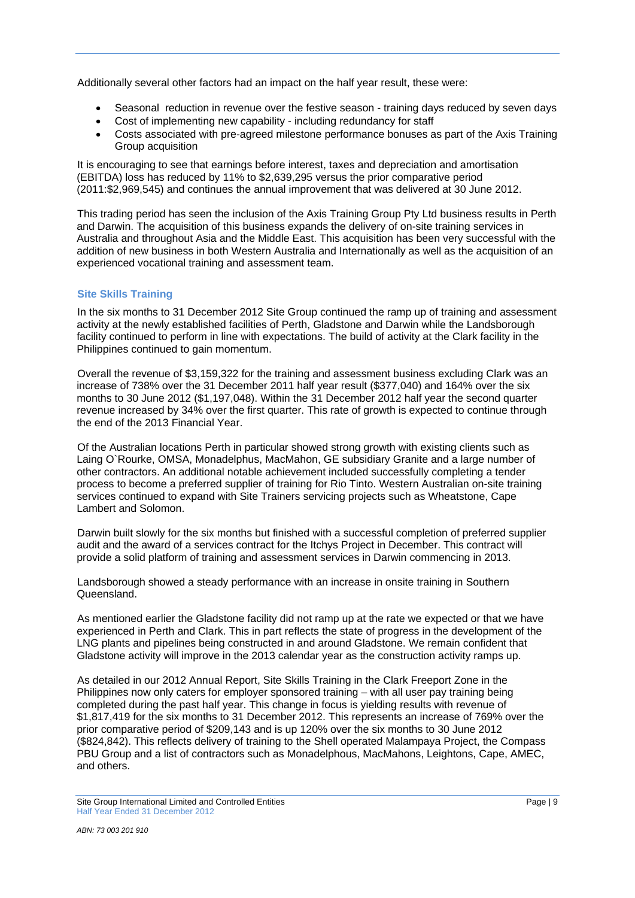Additionally several other factors had an impact on the half year result, these were:

- Seasonal reduction in revenue over the festive season - training days reduced by seven days
- Cost of implementing new capability - including redundancy for staff
- Costs associated with pre-agreed milestone performance bonuses as part of the Axis Training Group acquisition

It is encouraging to see that earnings before interest, taxes and depreciation and amortisation (EBITDA) loss has reduced by 11% to $2,639,295 versus the prior comparative period (2011:$2,969,545) and continues the annual improvement that was delivered at 30 June 2012.

This trading period has seen the inclusion of the Axis Training Group Pty Ltd business results in Perth and Darwin. The acquisition of this business expands the delivery of on-site training services in Australia and throughout Asia and the Middle East. This acquisition has been very successful with the addition of new business in both Western Australia and Internationally as well as the acquisition of an experienced vocational training and assessment team.

### Site Skills Training

In the six months to 31 December 2012 Site Group continued the ramp up of training and assessment activity at the newly established facilities of Perth, Gladstone and Darwin while the Landsborough facility continued to perform in line with expectations. The build of activity at the Clark facility in the Philippines continued to gain momentum.

Overall the revenue of $3,159,322 for the training and assessment business excluding Clark was an increase of 738% over the 31 December 2011 half year result ($377,040) and 164% over the six months to 30 June 2012 ($1,197,048). Within the 31 December 2012 half year the second quarter revenue increased by 34% over the first quarter. This rate of growth is expected to continue through the end of the 2013 Financial Year.

Of the Australian locations Perth in particular showed strong growth with existing clients such as Laing O`Rourke, OMSA, Monadelphus, MacMahon, GE subsidiary Granite and a large number of other contractors. An additional notable achievement included successfully completing a tender process to become a preferred supplier of training for Rio Tinto. Western Australian on-site training services continued to expand with Site Trainers servicing projects such as Wheatstone, Cape Lambert and Solomon.

Darwin built slowly for the six months but finished with a successful completion of preferred supplier audit and the award of a services contract for the Itchys Project in December. This contract will provide a solid platform of training and assessment services in Darwin commencing in 2013.

Landsborough showed a steady performance with an increase in onsite training in Southern Queensland.

As mentioned earlier the Gladstone facility did not ramp up at the rate we expected or that we have experienced in Perth and Clark. This in part reflects the state of progress in the development of the LNG plants and pipelines being constructed in and around Gladstone. We remain confident that Gladstone activity will improve in the 2013 calendar year as the construction activity ramps up.

As detailed in our 2012 Annual Report, Site Skills Training in the Clark Freeport Zone in the Philippines now only caters for employer sponsored training – with all user pay training being completed during the past half year. This change in focus is yielding results with revenue of $1,817,419 for the six months to 31 December 2012. This represents an increase of 769% over the prior comparative period of $209,143 and is up 120% over the six months to 30 June 2012 ($824,842). This reflects delivery of training to the Shell operated Malampaya Project, the Compass PBU Group and a list of contractors such as Monadelphous, MacMahons, Leightons, Cape, AMEC, and others.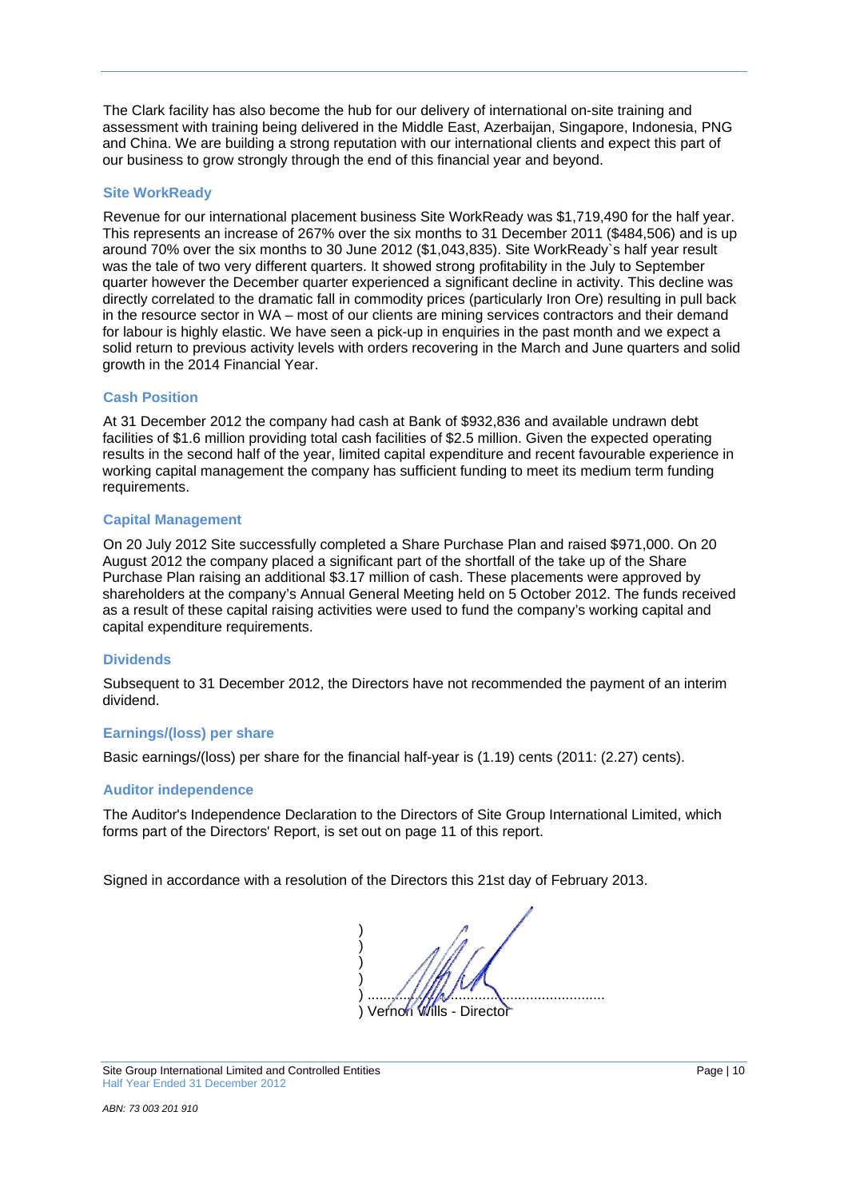The Clark facility has also become the hub for our delivery of international on-site training and assessment with training being delivered in the Middle East, Azerbaijan, Singapore, Indonesia, PNG and China. We are building a strong reputation with our international clients and expect this part of our business to grow strongly through the end of this financial year and beyond.

### Site WorkReady

Revenue for our international placement business Site WorkReady was $1,719,490 for the half year. This represents an increase of 267% over the six months to 31 December 2011 ($484,506) and is up around 70% over the six months to 30 June 2012 ($1,043,835). Site WorkReady`s half year result was the tale of two very different quarters. It showed strong profitability in the July to September quarter however the December quarter experienced a significant decline in activity. This decline was directly correlated to the dramatic fall in commodity prices (particularly Iron Ore) resulting in pull back in the resource sector in WA – most of our clients are mining services contractors and their demand for labour is highly elastic. We have seen a pick-up in enquiries in the past month and we expect a solid return to previous activity levels with orders recovering in the March and June quarters and solid growth in the 2014 Financial Year.

### Cash Position

At 31 December 2012 the company had cash at Bank of $932,836 and available undrawn debt facilities of $1.6 million providing total cash facilities of $2.5 million. Given the expected operating results in the second half of the year, limited capital expenditure and recent favourable experience in working capital management the company has sufficient funding to meet its medium term funding requirements.

### Capital Management

On 20 July 2012 Site successfully completed a Share Purchase Plan and raised $971,000. On 20 August 2012 the company placed a significant part of the shortfall of the take up of the Share Purchase Plan raising an additional $3.17 million of cash. These placements were approved by shareholders at the company's Annual General Meeting held on 5 October 2012. The funds received as a result of these capital raising activities were used to fund the company's working capital and capital expenditure requirements.

### Dividends

Subsequent to 31 December 2012, the Directors have not recommended the payment of an interim dividend.

### Earnings/(loss) per share

Basic earnings/(loss) per share for the financial half-year is (1.19) cents (2011: (2.27) cents).

### Auditor independence

The Auditor's Independence Declaration to the Directors of Site Group International Limited, which forms part of the Directors' Report, is set out on page 11 of this report.

Signed in accordance with a resolution of the Directors this 21st day of February 2013.

)
)
)
)
) ..................................................................
) Vernon Wills - Director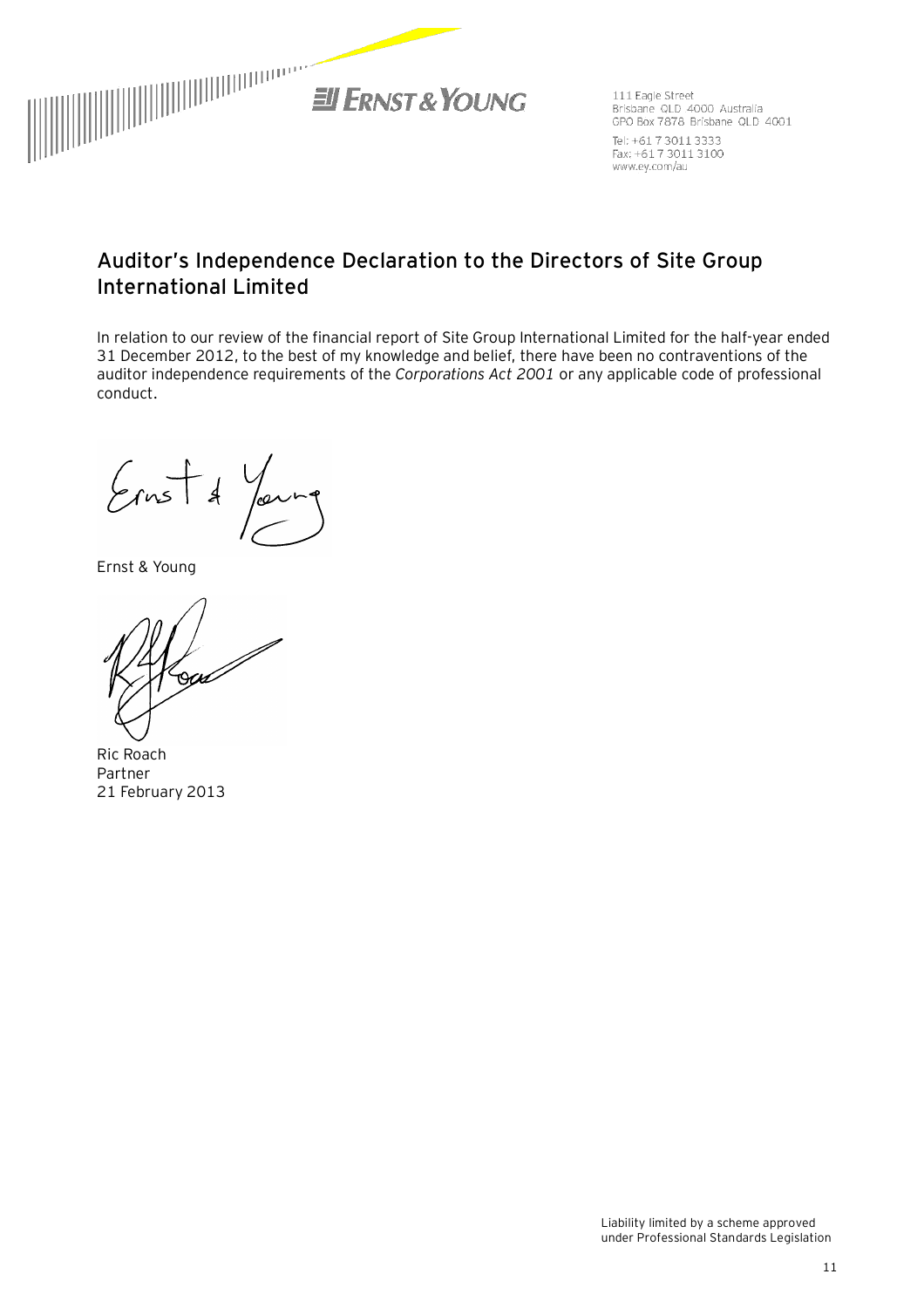**Ernst & Young**

111 Eagle Street
Brisbane QLD 4000 Australia
GPO Box 7878 Brisbane QLD 4001

Tel: +61 7 3011 3333
Fax: +61 7 3011 3100
www.ey.com/au

## Auditor's Independence Declaration to the Directors of Site Group International Limited

In relation to our review of the financial report of Site Group International Limited for the half-year ended 31 December 2012, to the best of my knowledge and belief, there have been no contraventions of the auditor independence requirements of the *Corporations Act 2001* or any applicable code of professional conduct.

Ernst & Young

Ric Roach
Partner
21 February 2013

Liability limited by a scheme approved under Professional Standards Legislation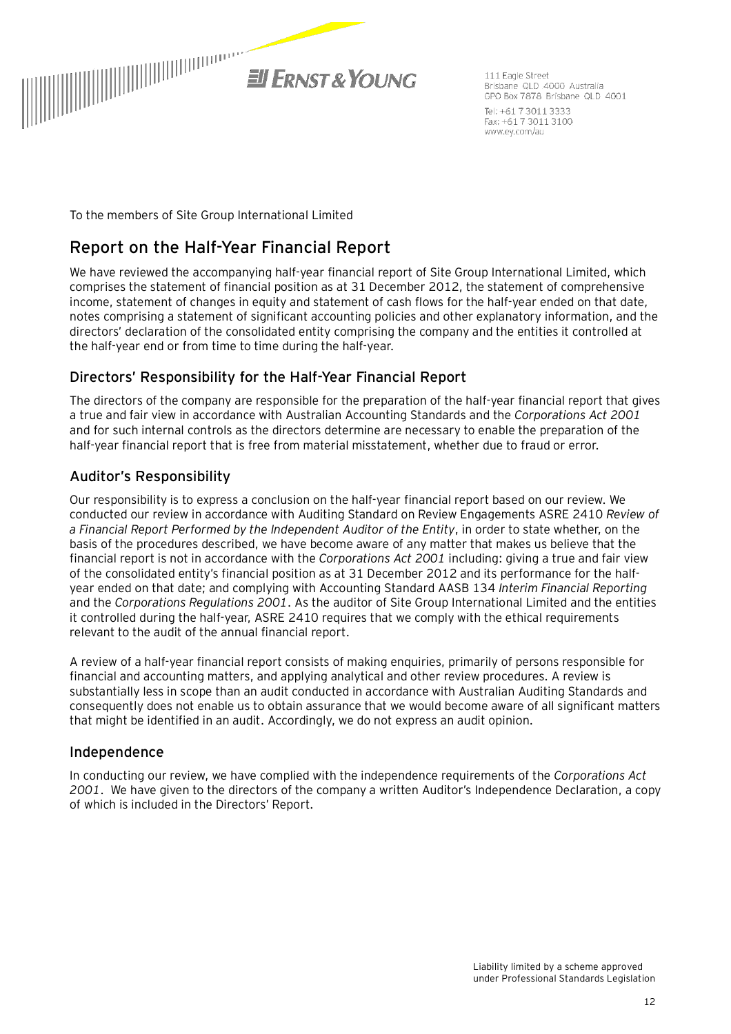Ernst & Young

111 Eagle Street
Brisbane QLD 4000 Australia
GPO Box 7878 Brisbane QLD 4001

Tel: +61 7 3011 3333
Fax: +61 7 3011 3100
www.ey.com/au

To the members of Site Group International Limited

## Report on the Half-Year Financial Report

We have reviewed the accompanying half-year financial report of Site Group International Limited, which comprises the statement of financial position as at 31 December 2012, the statement of comprehensive income, statement of changes in equity and statement of cash flows for the half-year ended on that date, notes comprising a statement of significant accounting policies and other explanatory information, and the directors' declaration of the consolidated entity comprising the company and the entities it controlled at the half-year end or from time to time during the half-year.

### Directors' Responsibility for the Half-Year Financial Report

The directors of the company are responsible for the preparation of the half-year financial report that gives a true and fair view in accordance with Australian Accounting Standards and the *Corporations Act 2001* and for such internal controls as the directors determine are necessary to enable the preparation of the half-year financial report that is free from material misstatement, whether due to fraud or error.

### Auditor's Responsibility

Our responsibility is to express a conclusion on the half-year financial report based on our review. We conducted our review in accordance with Auditing Standard on Review Engagements ASRE 2410 *Review of a Financial Report Performed by the Independent Auditor of the Entity*, in order to state whether, on the basis of the procedures described, we have become aware of any matter that makes us believe that the financial report is not in accordance with the *Corporations Act 2001* including: giving a true and fair view of the consolidated entity's financial position as at 31 December 2012 and its performance for the half-year ended on that date; and complying with Accounting Standard AASB 134 *Interim Financial Reporting* and the *Corporations Regulations 2001*. As the auditor of Site Group International Limited and the entities it controlled during the half-year, ASRE 2410 requires that we comply with the ethical requirements relevant to the audit of the annual financial report.

A review of a half-year financial report consists of making enquiries, primarily of persons responsible for financial and accounting matters, and applying analytical and other review procedures. A review is substantially less in scope than an audit conducted in accordance with Australian Auditing Standards and consequently does not enable us to obtain assurance that we would become aware of all significant matters that might be identified in an audit. Accordingly, we do not express an audit opinion.

### Independence

In conducting our review, we have complied with the independence requirements of the *Corporations Act 2001*. We have given to the directors of the company a written Auditor's Independence Declaration, a copy of which is included in the Directors' Report.

Liability limited by a scheme approved under Professional Standards Legislation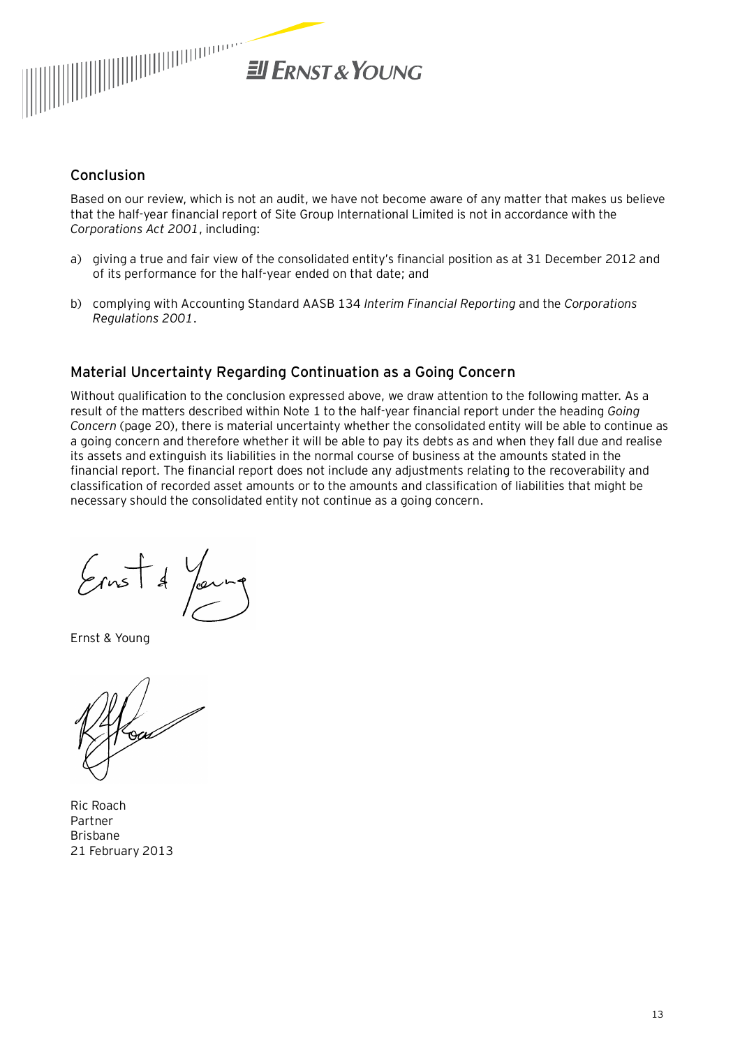## Conclusion

Based on our review, which is not an audit, we have not become aware of any matter that makes us believe that the half-year financial report of Site Group International Limited is not in accordance with the *Corporations Act 2001*, including:

a) giving a true and fair view of the consolidated entity's financial position as at 31 December 2012 and of its performance for the half-year ended on that date; and

b) complying with Accounting Standard AASB 134 *Interim Financial Reporting* and the *Corporations Regulations 2001*.

## Material Uncertainty Regarding Continuation as a Going Concern

Without qualification to the conclusion expressed above, we draw attention to the following matter. As a result of the matters described within Note 1 to the half-year financial report under the heading *Going Concern* (page 20), there is material uncertainty whether the consolidated entity will be able to continue as a going concern and therefore whether it will be able to pay its debts as and when they fall due and realise its assets and extinguish its liabilities in the normal course of business at the amounts stated in the financial report. The financial report does not include any adjustments relating to the recoverability and classification of recorded asset amounts or to the amounts and classification of liabilities that might be necessary should the consolidated entity not continue as a going concern.

Ernst & Young

Ric Roach
Partner
Brisbane
21 February 2013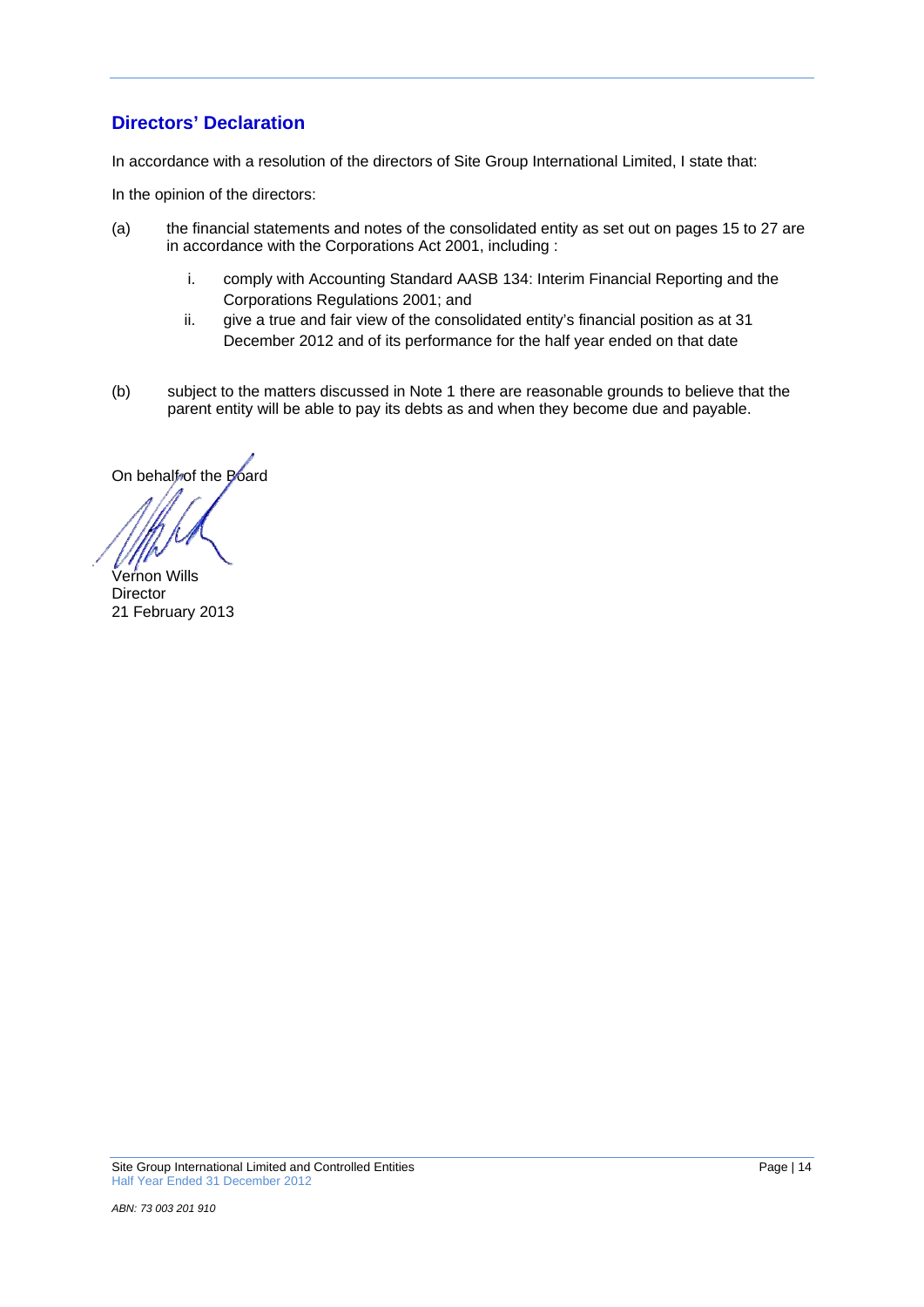## Directors' Declaration

In accordance with a resolution of the directors of Site Group International Limited, I state that:

In the opinion of the directors:

(a) the financial statements and notes of the consolidated entity as set out on pages 15 to 27 are in accordance with the Corporations Act 2001, including :

  i. comply with Accounting Standard AASB 134: Interim Financial Reporting and the Corporations Regulations 2001; and
  ii. give a true and fair view of the consolidated entity's financial position as at 31 December 2012 and of its performance for the half year ended on that date

(b) subject to the matters discussed in Note 1 there are reasonable grounds to believe that the parent entity will be able to pay its debts as and when they become due and payable.

On behalf of the Board

Vernon Wills
Director
21 February 2013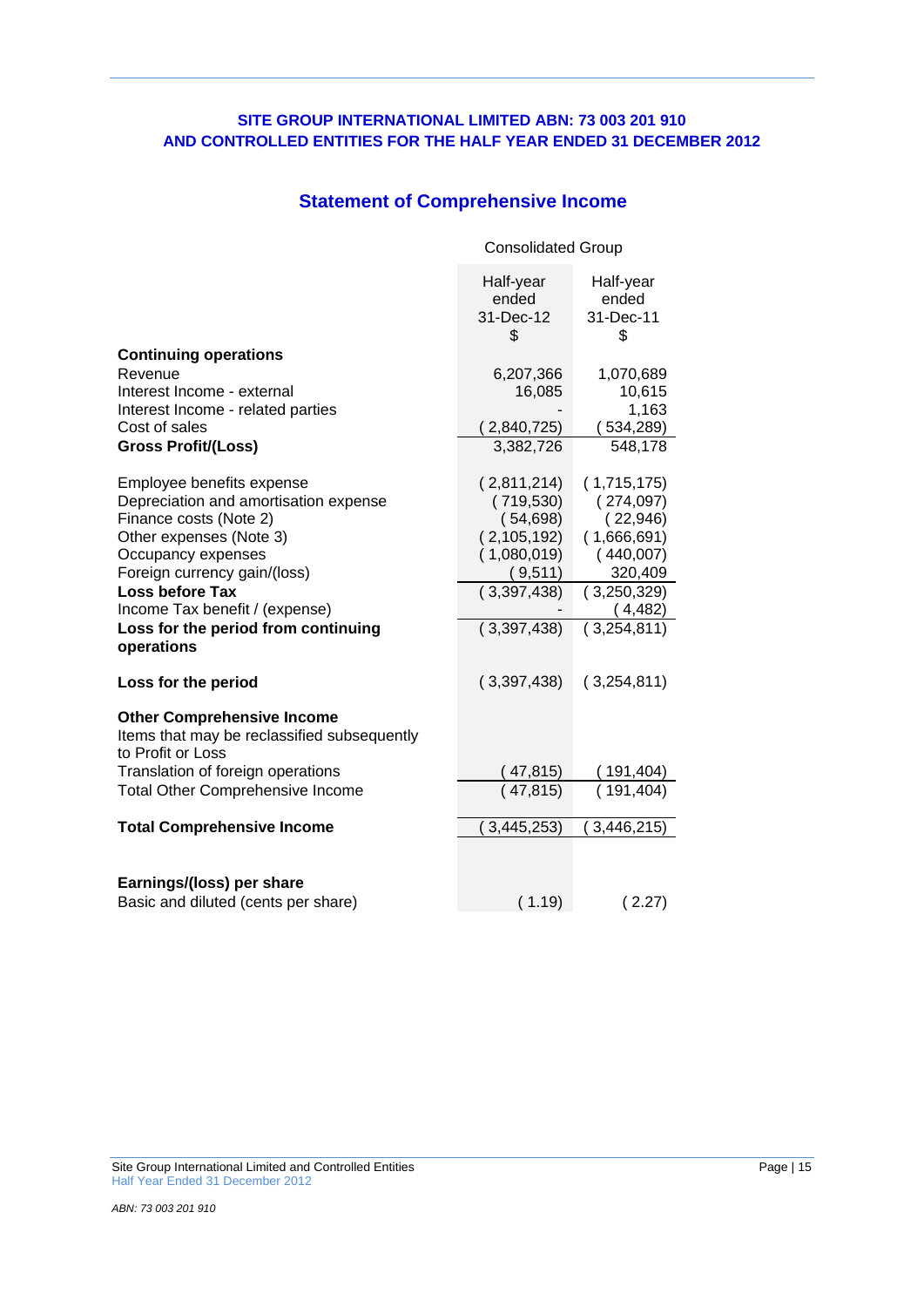**SITE GROUP INTERNATIONAL LIMITED ABN: 73 003 201 910**
**AND CONTROLLED ENTITIES FOR THE HALF YEAR ENDED 31 DECEMBER 2012**

## Statement of Comprehensive Income

| | Consolidated Group | |
|---|---|---|
| | Half-year ended 31-Dec-12 $ | Half-year ended 31-Dec-11 $ |
| **Continuing operations** | | |
| Revenue | 6,207,366 | 1,070,689 |
| Interest Income - external | 16,085 | 10,615 |
| Interest Income - related parties | - | 1,163 |
| Cost of sales | ( 2,840,725) | ( 534,289) |
| **Gross Profit/(Loss)** | 3,382,726 | 548,178 |
| | | |
| Employee benefits expense | ( 2,811,214) | ( 1,715,175) |
| Depreciation and amortisation expense | ( 719,530) | ( 274,097) |
| Finance costs (Note 2) | ( 54,698) | ( 22,946) |
| Other expenses (Note 3) | ( 2,105,192) | ( 1,666,691) |
| Occupancy expenses | ( 1,080,019) | ( 440,007) |
| Foreign currency gain/(loss) | ( 9,511) | 320,409 |
| **Loss before Tax** | ( 3,397,438) | ( 3,250,329) |
| Income Tax benefit / (expense) | - | ( 4,482) |
| **Loss for the period from continuing operations** | ( 3,397,438) | ( 3,254,811) |
| | | |
| **Loss for the period** | ( 3,397,438) | ( 3,254,811) |
| | | |
| **Other Comprehensive Income** | | |
| Items that may be reclassified subsequently to Profit or Loss | | |
| Translation of foreign operations | ( 47,815) | ( 191,404) |
| Total Other Comprehensive Income | ( 47,815) | ( 191,404) |
| | | |
| **Total Comprehensive Income** | ( 3,445,253) | ( 3,446,215) |
| | | |
| **Earnings/(loss) per share** | | |
| Basic and diluted (cents per share) | ( 1.19) | ( 2.27) |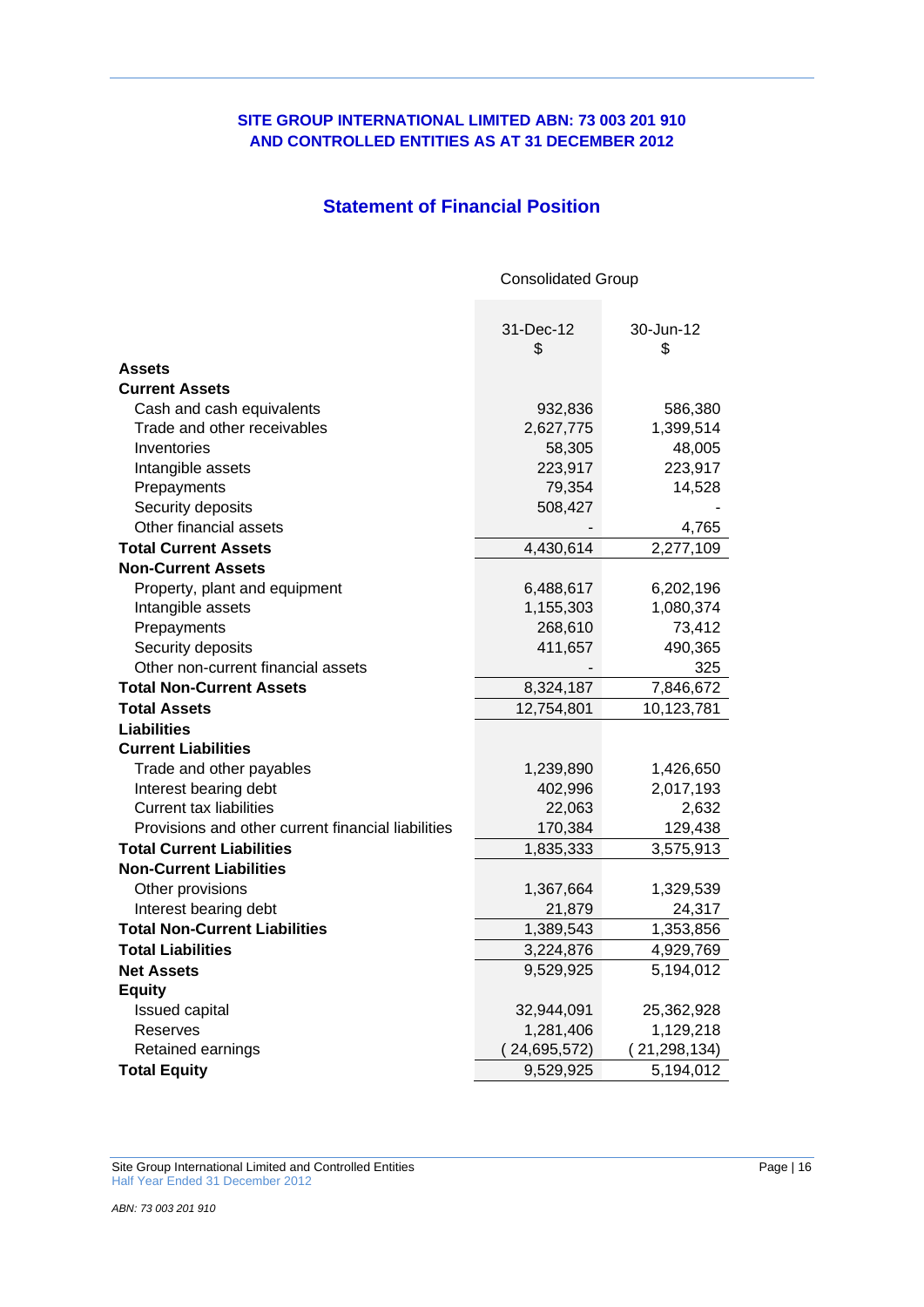**SITE GROUP INTERNATIONAL LIMITED ABN: 73 003 201 910**
**AND CONTROLLED ENTITIES AS AT 31 DECEMBER 2012**

## Statement of Financial Position

| | Consolidated Group | |
|---|---|---|
| | 31-Dec-12 $ | 30-Jun-12 $ |
| **Assets** | | |
| **Current Assets** | | |
| Cash and cash equivalents | 932,836 | 586,380 |
| Trade and other receivables | 2,627,775 | 1,399,514 |
| Inventories | 58,305 | 48,005 |
| Intangible assets | 223,917 | 223,917 |
| Prepayments | 79,354 | 14,528 |
| Security deposits | 508,427 | - |
| Other financial assets | - | 4,765 |
| **Total Current Assets** | 4,430,614 | 2,277,109 |
| **Non-Current Assets** | | |
| Property, plant and equipment | 6,488,617 | 6,202,196 |
| Intangible assets | 1,155,303 | 1,080,374 |
| Prepayments | 268,610 | 73,412 |
| Security deposits | 411,657 | 490,365 |
| Other non-current financial assets | - | 325 |
| **Total Non-Current Assets** | 8,324,187 | 7,846,672 |
| **Total Assets** | 12,754,801 | 10,123,781 |
| **Liabilities** | | |
| **Current Liabilities** | | |
| Trade and other payables | 1,239,890 | 1,426,650 |
| Interest bearing debt | 402,996 | 2,017,193 |
| Current tax liabilities | 22,063 | 2,632 |
| Provisions and other current financial liabilities | 170,384 | 129,438 |
| **Total Current Liabilities** | 1,835,333 | 3,575,913 |
| **Non-Current Liabilities** | | |
| Other provisions | 1,367,664 | 1,329,539 |
| Interest bearing debt | 21,879 | 24,317 |
| **Total Non-Current Liabilities** | 1,389,543 | 1,353,856 |
| **Total Liabilities** | 3,224,876 | 4,929,769 |
| **Net Assets** | 9,529,925 | 5,194,012 |
| **Equity** | | |
| Issued capital | 32,944,091 | 25,362,928 |
| Reserves | 1,281,406 | 1,129,218 |
| Retained earnings | (24,695,572) | (21,298,134) |
| **Total Equity** | 9,529,925 | 5,194,012 |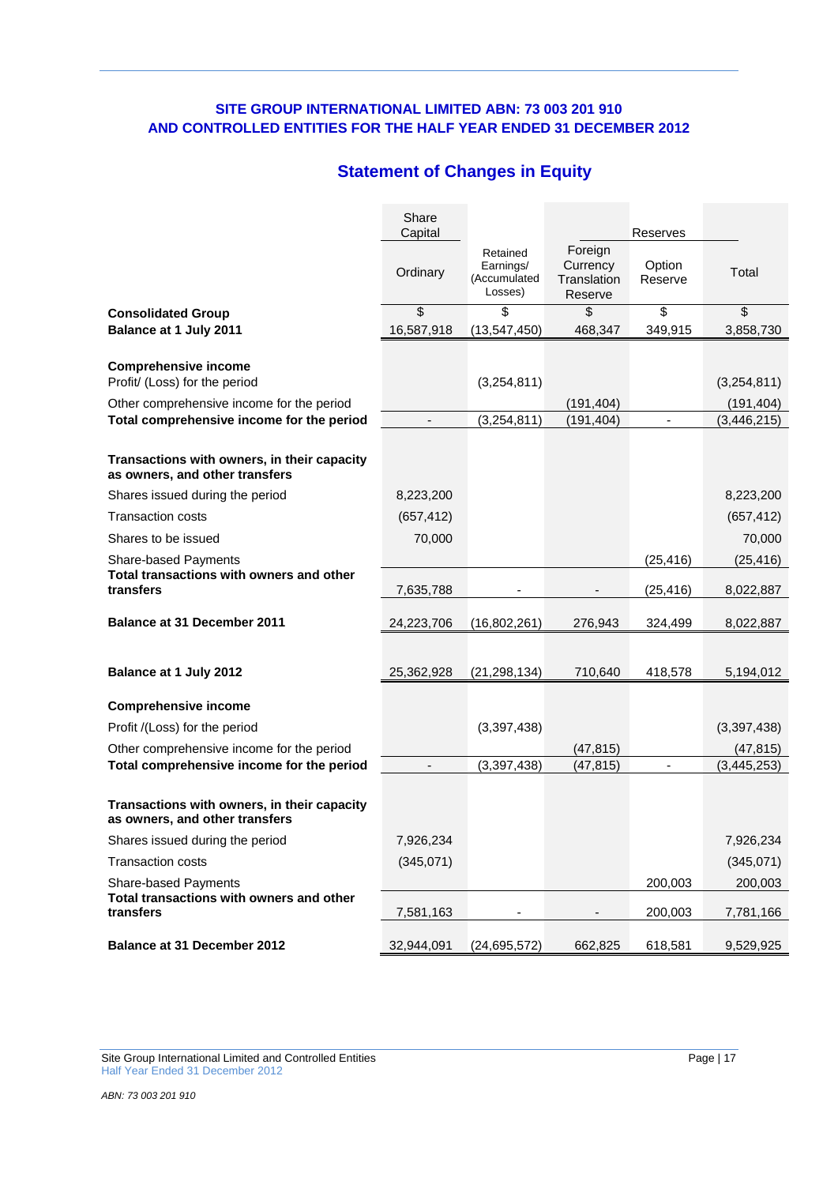**SITE GROUP INTERNATIONAL LIMITED ABN: 73 003 201 910**
**AND CONTROLLED ENTITIES FOR THE HALF YEAR ENDED 31 DECEMBER 2012**

## Statement of Changes in Equity

| | Share Capital | | Reserves | | |
|---|---|---|---|---|---|
| | Ordinary | Retained Earnings/ (Accumulated Losses) | Foreign Currency Translation Reserve | Option Reserve | Total |
| **Consolidated Group** | $ | $ | $ | $ | $ |
| **Balance at 1 July 2011** | 16,587,918 | (13,547,450) | 468,347 | 349,915 | 3,858,730 |
| **Comprehensive income** | | | | | |
| Profit/ (Loss) for the period | | (3,254,811) | | | (3,254,811) |
| Other comprehensive income for the period | | | (191,404) | | (191,404) |
| **Total comprehensive income for the period** | - | (3,254,811) | (191,404) | - | (3,446,215) |
| **Transactions with owners, in their capacity as owners, and other transfers** | | | | | |
| Shares issued during the period | 8,223,200 | | | | 8,223,200 |
| Transaction costs | (657,412) | | | | (657,412) |
| Shares to be issued | 70,000 | | | | 70,000 |
| Share-based Payments | | | | (25,416) | (25,416) |
| **Total transactions with owners and other transfers** | 7,635,788 | - | - | (25,416) | 8,022,887 |
| **Balance at 31 December 2011** | 24,223,706 | (16,802,261) | 276,943 | 324,499 | 8,022,887 |
| **Balance at 1 July 2012** | 25,362,928 | (21,298,134) | 710,640 | 418,578 | 5,194,012 |
| **Comprehensive income** | | | | | |
| Profit /(Loss) for the period | | (3,397,438) | | | (3,397,438) |
| Other comprehensive income for the period | | | (47,815) | | (47,815) |
| **Total comprehensive income for the period** | - | (3,397,438) | (47,815) | - | (3,445,253) |
| **Transactions with owners, in their capacity as owners, and other transfers** | | | | | |
| Shares issued during the period | 7,926,234 | | | | 7,926,234 |
| Transaction costs | (345,071) | | | | (345,071) |
| Share-based Payments | | | | 200,003 | 200,003 |
| **Total transactions with owners and other transfers** | 7,581,163 | - | - | 200,003 | 7,781,166 |
| **Balance at 31 December 2012** | 32,944,091 | (24,695,572) | 662,825 | 618,581 | 9,529,925 |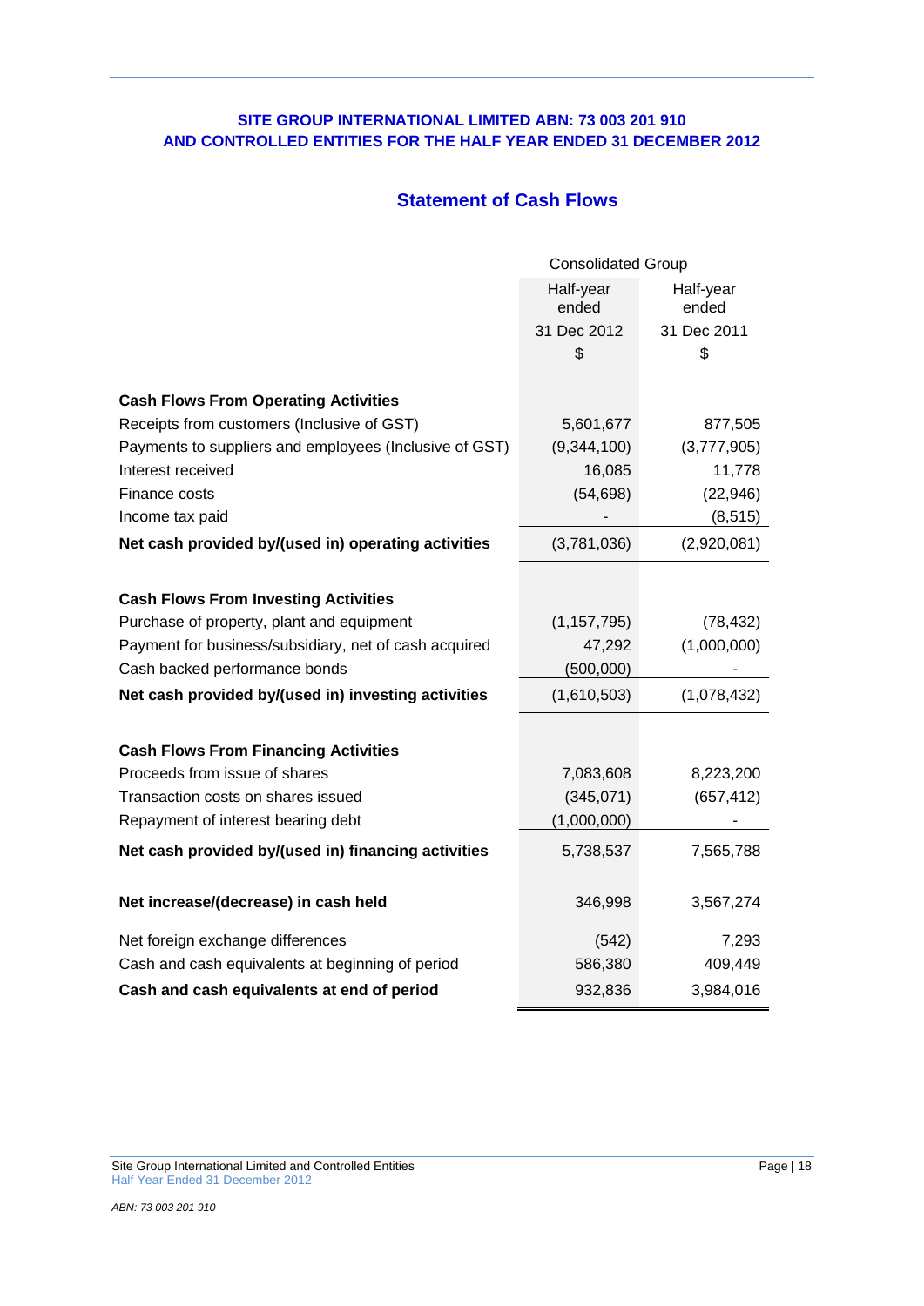**SITE GROUP INTERNATIONAL LIMITED ABN: 73 003 201 910**
**AND CONTROLLED ENTITIES FOR THE HALF YEAR ENDED 31 DECEMBER 2012**

## Statement of Cash Flows

| | Consolidated Group | |
|---|---|---|
| | Half-year ended | Half-year ended |
| | 31 Dec 2012 | 31 Dec 2011 |
| | $ | $ |
| **Cash Flows From Operating Activities** | | |
| Receipts from customers (Inclusive of GST) | 5,601,677 | 877,505 |
| Payments to suppliers and employees (Inclusive of GST) | (9,344,100) | (3,777,905) |
| Interest received | 16,085 | 11,778 |
| Finance costs | (54,698) | (22,946) |
| Income tax paid | - | (8,515) |
| **Net cash provided by/(used in) operating activities** | (3,781,036) | (2,920,081) |
| **Cash Flows From Investing Activities** | | |
| Purchase of property, plant and equipment | (1,157,795) | (78,432) |
| Payment for business/subsidiary, net of cash acquired | 47,292 | (1,000,000) |
| Cash backed performance bonds | (500,000) | - |
| **Net cash provided by/(used in) investing activities** | (1,610,503) | (1,078,432) |
| **Cash Flows From Financing Activities** | | |
| Proceeds from issue of shares | 7,083,608 | 8,223,200 |
| Transaction costs on shares issued | (345,071) | (657,412) |
| Repayment of interest bearing debt | (1,000,000) | - |
| **Net cash provided by/(used in) financing activities** | 5,738,537 | 7,565,788 |
| **Net increase/(decrease) in cash held** | 346,998 | 3,567,274 |
| Net foreign exchange differences | (542) | 7,293 |
| Cash and cash equivalents at beginning of period | 586,380 | 409,449 |
| **Cash and cash equivalents at end of period** | 932,836 | 3,984,016 |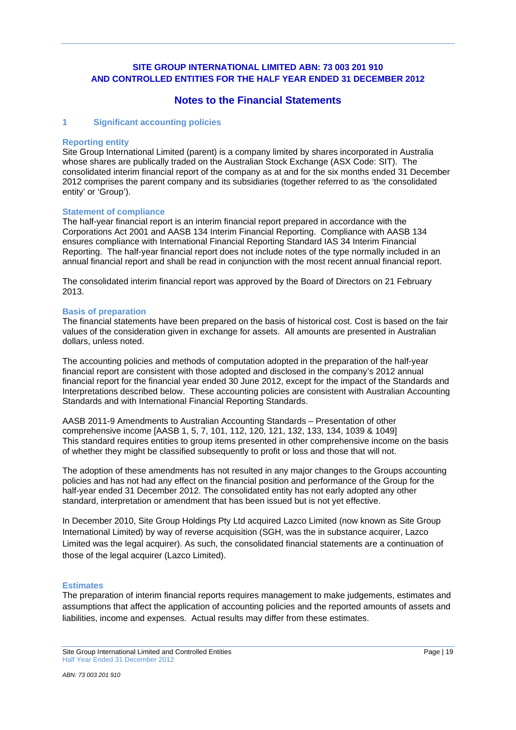**SITE GROUP INTERNATIONAL LIMITED ABN: 73 003 201 910**
**AND CONTROLLED ENTITIES FOR THE HALF YEAR ENDED 31 DECEMBER 2012**

# Notes to the Financial Statements

## 1 Significant accounting policies

### Reporting entity

Site Group International Limited (parent) is a company limited by shares incorporated in Australia whose shares are publically traded on the Australian Stock Exchange (ASX Code: SIT). The consolidated interim financial report of the company as at and for the six months ended 31 December 2012 comprises the parent company and its subsidiaries (together referred to as 'the consolidated entity' or 'Group').

### Statement of compliance

The half-year financial report is an interim financial report prepared in accordance with the Corporations Act 2001 and AASB 134 Interim Financial Reporting. Compliance with AASB 134 ensures compliance with International Financial Reporting Standard IAS 34 Interim Financial Reporting. The half-year financial report does not include notes of the type normally included in an annual financial report and shall be read in conjunction with the most recent annual financial report.

The consolidated interim financial report was approved by the Board of Directors on 21 February 2013.

### Basis of preparation

The financial statements have been prepared on the basis of historical cost. Cost is based on the fair values of the consideration given in exchange for assets. All amounts are presented in Australian dollars, unless noted.

The accounting policies and methods of computation adopted in the preparation of the half-year financial report are consistent with those adopted and disclosed in the company's 2012 annual financial report for the financial year ended 30 June 2012, except for the impact of the Standards and Interpretations described below. These accounting policies are consistent with Australian Accounting Standards and with International Financial Reporting Standards.

AASB 2011-9 Amendments to Australian Accounting Standards – Presentation of other comprehensive income [AASB 1, 5, 7, 101, 112, 120, 121, 132, 133, 134, 1039 & 1049]
This standard requires entities to group items presented in other comprehensive income on the basis of whether they might be classified subsequently to profit or loss and those that will not.

The adoption of these amendments has not resulted in any major changes to the Groups accounting policies and has not had any effect on the financial position and performance of the Group for the half-year ended 31 December 2012. The consolidated entity has not early adopted any other standard, interpretation or amendment that has been issued but is not yet effective.

In December 2010, Site Group Holdings Pty Ltd acquired Lazco Limited (now known as Site Group International Limited) by way of reverse acquisition (SGH, was the in substance acquirer, Lazco Limited was the legal acquirer). As such, the consolidated financial statements are a continuation of those of the legal acquirer (Lazco Limited).

### Estimates

The preparation of interim financial reports requires management to make judgements, estimates and assumptions that affect the application of accounting policies and the reported amounts of assets and liabilities, income and expenses. Actual results may differ from these estimates.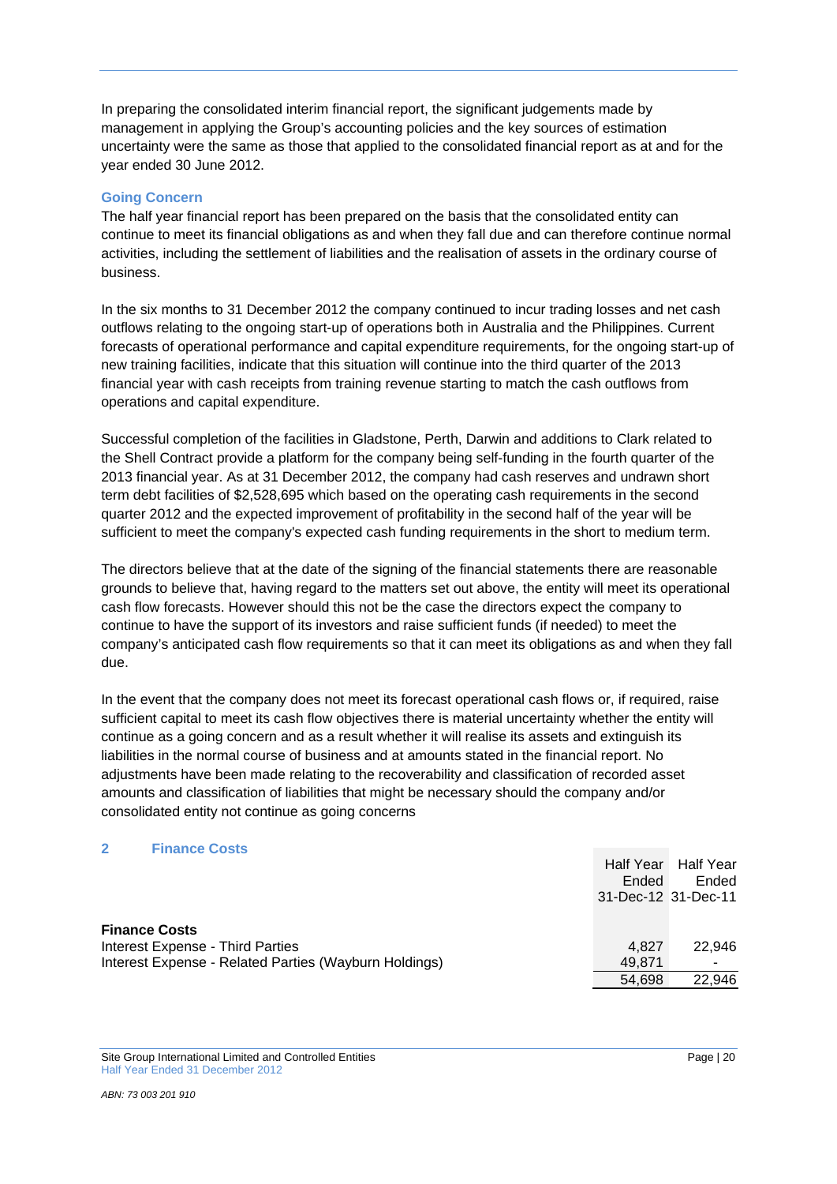In preparing the consolidated interim financial report, the significant judgements made by management in applying the Group's accounting policies and the key sources of estimation uncertainty were the same as those that applied to the consolidated financial report as at and for the year ended 30 June 2012.

### Going Concern

The half year financial report has been prepared on the basis that the consolidated entity can continue to meet its financial obligations as and when they fall due and can therefore continue normal activities, including the settlement of liabilities and the realisation of assets in the ordinary course of business.

In the six months to 31 December 2012 the company continued to incur trading losses and net cash outflows relating to the ongoing start-up of operations both in Australia and the Philippines. Current forecasts of operational performance and capital expenditure requirements, for the ongoing start-up of new training facilities, indicate that this situation will continue into the third quarter of the 2013 financial year with cash receipts from training revenue starting to match the cash outflows from operations and capital expenditure.

Successful completion of the facilities in Gladstone, Perth, Darwin and additions to Clark related to the Shell Contract provide a platform for the company being self-funding in the fourth quarter of the 2013 financial year. As at 31 December 2012, the company had cash reserves and undrawn short term debt facilities of $2,528,695 which based on the operating cash requirements in the second quarter 2012 and the expected improvement of profitability in the second half of the year will be sufficient to meet the company's expected cash funding requirements in the short to medium term.

The directors believe that at the date of the signing of the financial statements there are reasonable grounds to believe that, having regard to the matters set out above, the entity will meet its operational cash flow forecasts. However should this not be the case the directors expect the company to continue to have the support of its investors and raise sufficient funds (if needed) to meet the company's anticipated cash flow requirements so that it can meet its obligations as and when they fall due.

In the event that the company does not meet its forecast operational cash flows or, if required, raise sufficient capital to meet its cash flow objectives there is material uncertainty whether the entity will continue as a going concern and as a result whether it will realise its assets and extinguish its liabilities in the normal course of business and at amounts stated in the financial report. No adjustments have been made relating to the recoverability and classification of recorded asset amounts and classification of liabilities that might be necessary should the company and/or consolidated entity not continue as going concerns

## 2 Finance Costs

| | Half Year Ended 31-Dec-12 | Half Year Ended 31-Dec-11 |
|---|---|---|
| **Finance Costs** | | |
| Interest Expense - Third Parties | 4,827 | 22,946 |
| Interest Expense - Related Parties (Wayburn Holdings) | 49,871 | - |
| | 54,698 | 22,946 |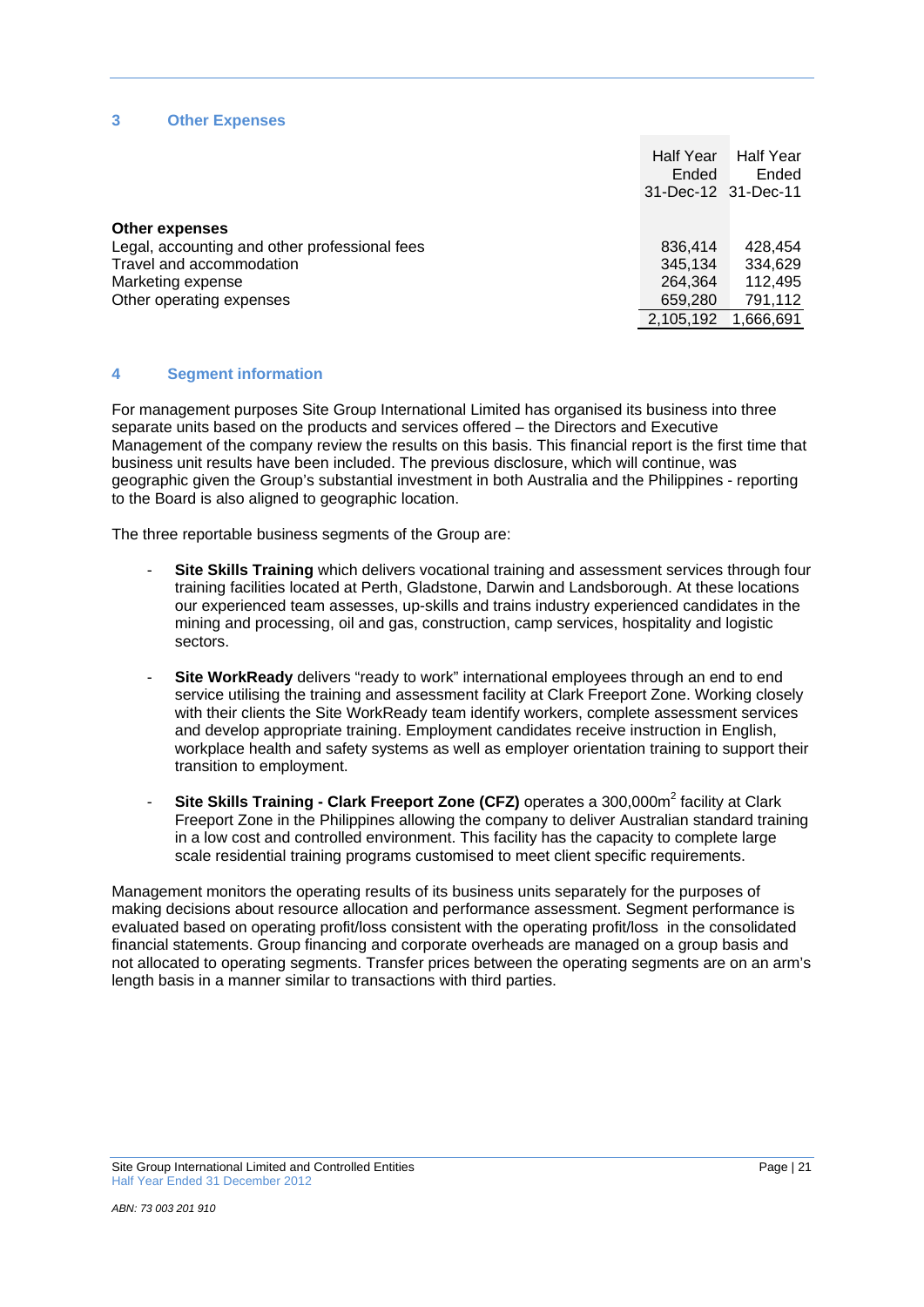## 3 Other Expenses

| | Half Year Ended 31-Dec-12 | Half Year Ended 31-Dec-11 |
|---|---|---|
| **Other expenses** | | |
| Legal, accounting and other professional fees | 836,414 | 428,454 |
| Travel and accommodation | 345,134 | 334,629 |
| Marketing expense | 264,364 | 112,495 |
| Other operating expenses | 659,280 | 791,112 |
| | 2,105,192 | 1,666,691 |

## 4 Segment information

For management purposes Site Group International Limited has organised its business into three separate units based on the products and services offered – the Directors and Executive Management of the company review the results on this basis. This financial report is the first time that business unit results have been included. The previous disclosure, which will continue, was geographic given the Group's substantial investment in both Australia and the Philippines - reporting to the Board is also aligned to geographic location.

The three reportable business segments of the Group are:

- **Site Skills Training** which delivers vocational training and assessment services through four training facilities located at Perth, Gladstone, Darwin and Landsborough. At these locations our experienced team assesses, up-skills and trains industry experienced candidates in the mining and processing, oil and gas, construction, camp services, hospitality and logistic sectors.

- **Site WorkReady** delivers "ready to work" international employees through an end to end service utilising the training and assessment facility at Clark Freeport Zone. Working closely with their clients the Site WorkReady team identify workers, complete assessment services and develop appropriate training. Employment candidates receive instruction in English, workplace health and safety systems as well as employer orientation training to support their transition to employment.

- **Site Skills Training - Clark Freeport Zone (CFZ)** operates a 300,000m$^2$ facility at Clark Freeport Zone in the Philippines allowing the company to deliver Australian standard training in a low cost and controlled environment. This facility has the capacity to complete large scale residential training programs customised to meet client specific requirements.

Management monitors the operating results of its business units separately for the purposes of making decisions about resource allocation and performance assessment. Segment performance is evaluated based on operating profit/loss consistent with the operating profit/loss in the consolidated financial statements. Group financing and corporate overheads are managed on a group basis and not allocated to operating segments. Transfer prices between the operating segments are on an arm's length basis in a manner similar to transactions with third parties.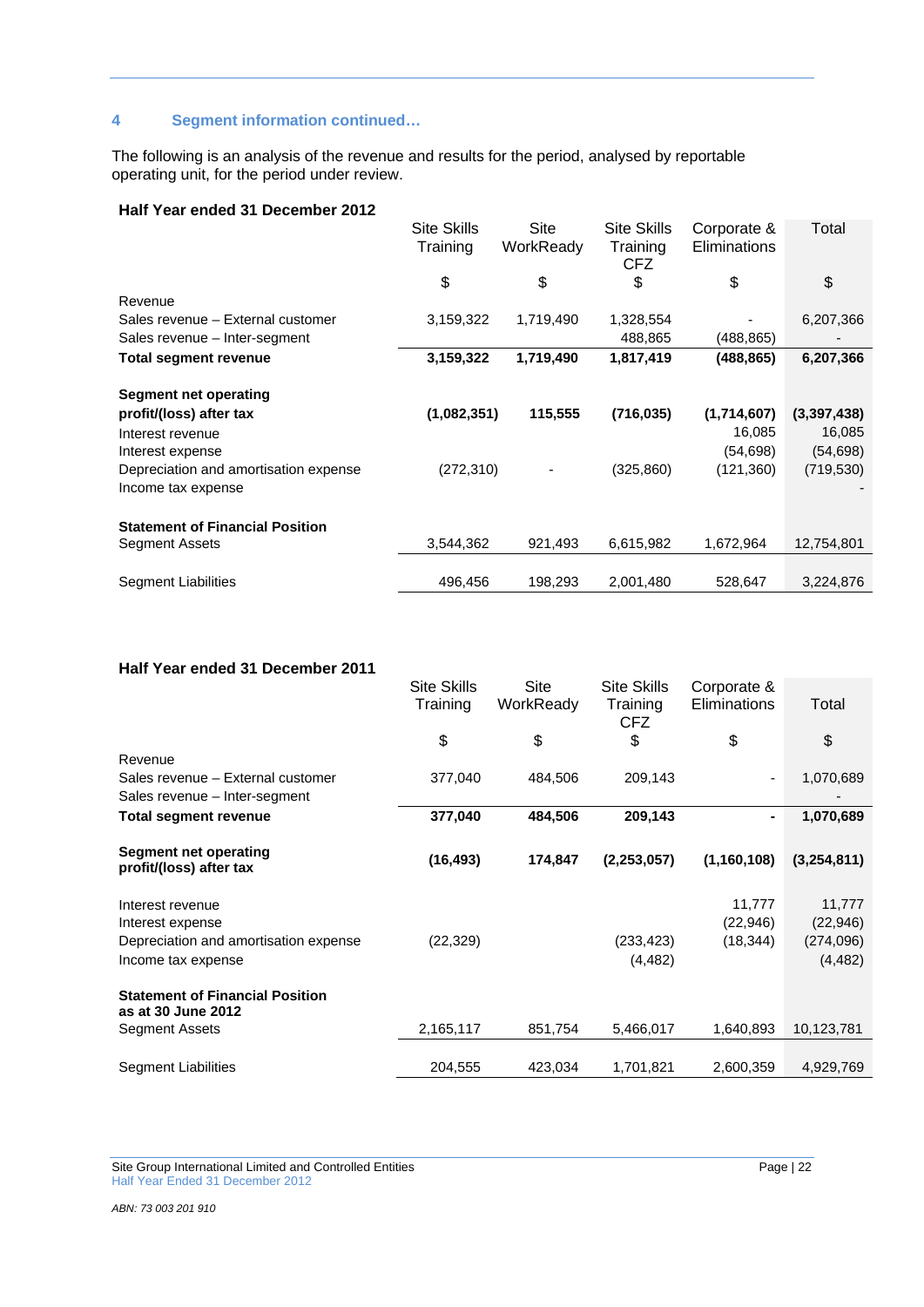## 4 Segment information continued…

The following is an analysis of the revenue and results for the period, analysed by reportable operating unit, for the period under review.

**Half Year ended 31 December 2012**

| | Site Skills Training | Site WorkReady | Site Skills Training CFZ | Corporate & Eliminations | Total |
|---|---|---|---|---|---|
| | $ | $ | $ | $ | $ |
| Revenue | | | | | |
| Sales revenue – External customer | 3,159,322 | 1,719,490 | 1,328,554 | - | 6,207,366 |
| Sales revenue – Inter-segment | | | 488,865 | (488,865) | - |
| **Total segment revenue** | **3,159,322** | **1,719,490** | **1,817,419** | **(488,865)** | **6,207,366** |
| **Segment net operating profit/(loss) after tax** | **(1,082,351)** | **115,555** | **(716,035)** | **(1,714,607)** | **(3,397,438)** |
| Interest revenue | | | | 16,085 | 16,085 |
| Interest expense | | | | (54,698) | (54,698) |
| Depreciation and amortisation expense | (272,310) | - | (325,860) | (121,360) | (719,530) |
| Income tax expense | | | | | - |
| **Statement of Financial Position** | | | | | |
| Segment Assets | 3,544,362 | 921,493 | 6,615,982 | 1,672,964 | 12,754,801 |
| Segment Liabilities | 496,456 | 198,293 | 2,001,480 | 528,647 | 3,224,876 |

**Half Year ended 31 December 2011**

| | Site Skills Training | Site WorkReady | Site Skills Training CFZ | Corporate & Eliminations | Total |
|---|---|---|---|---|---|
| | $ | $ | $ | $ | $ |
| Revenue | | | | | |
| Sales revenue – External customer | 377,040 | 484,506 | 209,143 | - | 1,070,689 |
| Sales revenue – Inter-segment | | | | | - |
| **Total segment revenue** | **377,040** | **484,506** | **209,143** | **-** | **1,070,689** |
| **Segment net operating profit/(loss) after tax** | **(16,493)** | **174,847** | **(2,253,057)** | **(1,160,108)** | **(3,254,811)** |
| Interest revenue | | | | 11,777 | 11,777 |
| Interest expense | | | | (22,946) | (22,946) |
| Depreciation and amortisation expense | (22,329) | | (233,423) | (18,344) | (274,096) |
| Income tax expense | | | (4,482) | | (4,482) |
| **Statement of Financial Position as at 30 June 2012** | | | | | |
| Segment Assets | 2,165,117 | 851,754 | 5,466,017 | 1,640,893 | 10,123,781 |
| Segment Liabilities | 204,555 | 423,034 | 1,701,821 | 2,600,359 | 4,929,769 |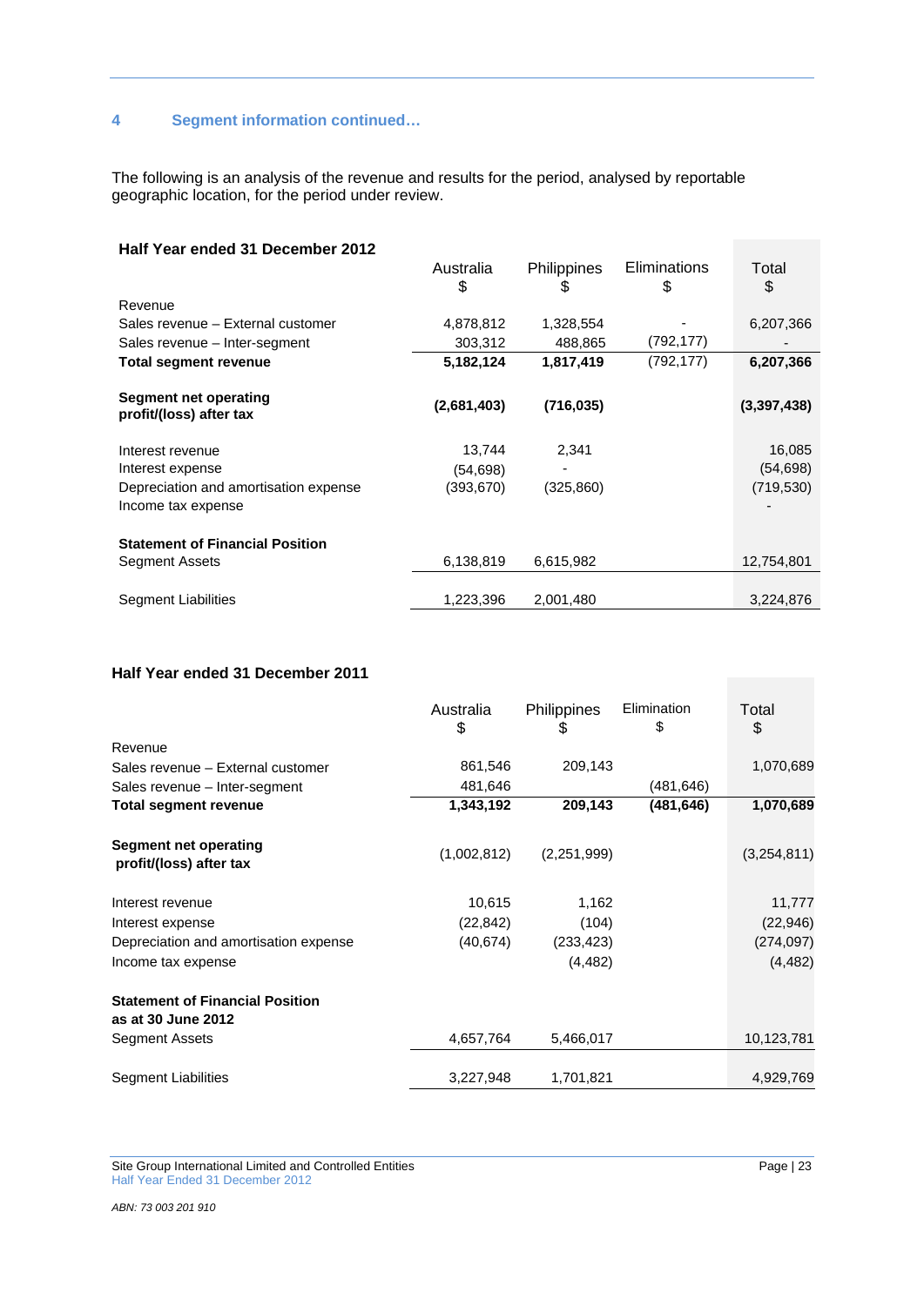## 4 Segment information continued…

The following is an analysis of the revenue and results for the period, analysed by reportable geographic location, for the period under review.

**Half Year ended 31 December 2012**

| | Australia $ | Philippines $ | Eliminations $ | Total $ |
|---|---|---|---|---|
| Revenue | | | | |
| Sales revenue – External customer | 4,878,812 | 1,328,554 | - | 6,207,366 |
| Sales revenue – Inter-segment | 303,312 | 488,865 | (792,177) | - |
| **Total segment revenue** | **5,182,124** | **1,817,419** | (792,177) | **6,207,366** |
| **Segment net operating profit/(loss) after tax** | **(2,681,403)** | **(716,035)** | | **(3,397,438)** |
| Interest revenue | 13,744 | 2,341 | | 16,085 |
| Interest expense | (54,698) | - | | (54,698) |
| Depreciation and amortisation expense | (393,670) | (325,860) | | (719,530) |
| Income tax expense | | | | - |
| **Statement of Financial Position** | | | | |
| Segment Assets | 6,138,819 | 6,615,982 | | 12,754,801 |
| Segment Liabilities | 1,223,396 | 2,001,480 | | 3,224,876 |

**Half Year ended 31 December 2011**

| | Australia $ | Philippines $ | Elimination $ | Total $ |
|---|---|---|---|---|
| Revenue | | | | |
| Sales revenue – External customer | 861,546 | 209,143 | | 1,070,689 |
| Sales revenue – Inter-segment | 481,646 | | (481,646) | |
| **Total segment revenue** | **1,343,192** | **209,143** | **(481,646)** | **1,070,689** |
| **Segment net operating profit/(loss) after tax** | (1,002,812) | (2,251,999) | | (3,254,811) |
| Interest revenue | 10,615 | 1,162 | | 11,777 |
| Interest expense | (22,842) | (104) | | (22,946) |
| Depreciation and amortisation expense | (40,674) | (233,423) | | (274,097) |
| Income tax expense | | (4,482) | | (4,482) |
| **Statement of Financial Position as at 30 June 2012** | | | | |
| Segment Assets | 4,657,764 | 5,466,017 | | 10,123,781 |
| Segment Liabilities | 3,227,948 | 1,701,821 | | 4,929,769 |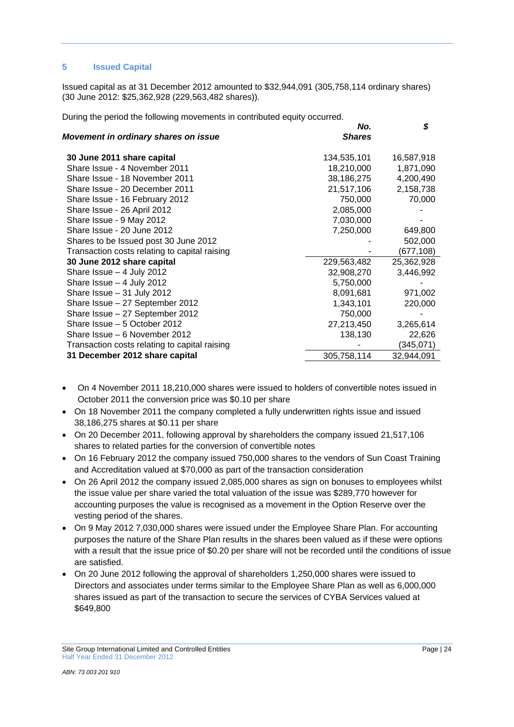## 5 Issued Capital

Issued capital as at 31 December 2012 amounted to $32,944,091 (305,758,114 ordinary shares) (30 June 2012: $25,362,928 (229,563,482 shares)).

During the period the following movements in contributed equity occurred.

| ***Movement in ordinary shares on issue*** | ***No. Shares*** | ***$*** |
|---|---|---|
| **30 June 2011 share capital** | 134,535,101 | 16,587,918 |
| Share Issue - 4 November 2011 | 18,210,000 | 1,871,090 |
| Share Issue - 18 November 2011 | 38,186,275 | 4,200,490 |
| Share Issue - 20 December 2011 | 21,517,106 | 2,158,738 |
| Share Issue - 16 February 2012 | 750,000 | 70,000 |
| Share Issue - 26 April 2012 | 2,085,000 | - |
| Share Issue - 9 May 2012 | 7,030,000 | - |
| Share Issue - 20 June 2012 | 7,250,000 | 649,800 |
| Shares to be Issued post 30 June 2012 | - | 502,000 |
| Transaction costs relating to capital raising | - | (677,108) |
| **30 June 2012 share capital** | 229,563,482 | 25,362,928 |
| Share Issue – 4 July 2012 | 32,908,270 | 3,446,992 |
| Share Issue – 4 July 2012 | 5,750,000 | - |
| Share Issue – 31 July 2012 | 8,091,681 | 971,002 |
| Share Issue – 27 September 2012 | 1,343,101 | 220,000 |
| Share Issue – 27 September 2012 | 750,000 | - |
| Share Issue – 5 October 2012 | 27,213,450 | 3,265,614 |
| Share Issue – 6 November 2012 | 138,130 | 22,626 |
| Transaction costs relating to capital raising | - | (345,071) |
| **31 December 2012 share capital** | 305,758,114 | 32,944,091 |

- On 4 November 2011 18,210,000 shares were issued to holders of convertible notes issued in October 2011 the conversion price was $0.10 per share
- On 18 November 2011 the company completed a fully underwritten rights issue and issued 38,186,275 shares at $0.11 per share
- On 20 December 2011, following approval by shareholders the company issued 21,517,106 shares to related parties for the conversion of convertible notes
- On 16 February 2012 the company issued 750,000 shares to the vendors of Sun Coast Training and Accreditation valued at $70,000 as part of the transaction consideration
- On 26 April 2012 the company issued 2,085,000 shares as sign on bonuses to employees whilst the issue value per share varied the total valuation of the issue was $289,770 however for accounting purposes the value is recognised as a movement in the Option Reserve over the vesting period of the shares.
- On 9 May 2012 7,030,000 shares were issued under the Employee Share Plan. For accounting purposes the nature of the Share Plan results in the shares been valued as if these were options with a result that the issue price of $0.20 per share will not be recorded until the conditions of issue are satisfied.
- On 20 June 2012 following the approval of shareholders 1,250,000 shares were issued to Directors and associates under terms similar to the Employee Share Plan as well as 6,000,000 shares issued as part of the transaction to secure the services of CYBA Services valued at $649,800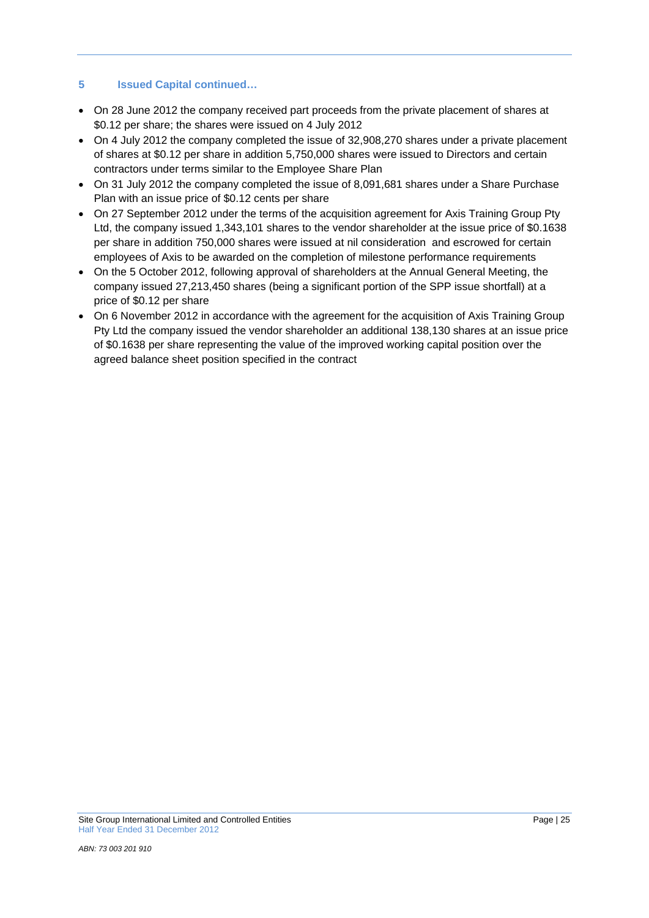## 5 Issued Capital continued…

- On 28 June 2012 the company received part proceeds from the private placement of shares at $0.12 per share; the shares were issued on 4 July 2012
- On 4 July 2012 the company completed the issue of 32,908,270 shares under a private placement of shares at $0.12 per share in addition 5,750,000 shares were issued to Directors and certain contractors under terms similar to the Employee Share Plan
- On 31 July 2012 the company completed the issue of 8,091,681 shares under a Share Purchase Plan with an issue price of $0.12 cents per share
- On 27 September 2012 under the terms of the acquisition agreement for Axis Training Group Pty Ltd, the company issued 1,343,101 shares to the vendor shareholder at the issue price of $0.1638 per share in addition 750,000 shares were issued at nil consideration and escrowed for certain employees of Axis to be awarded on the completion of milestone performance requirements
- On the 5 October 2012, following approval of shareholders at the Annual General Meeting, the company issued 27,213,450 shares (being a significant portion of the SPP issue shortfall) at a price of $0.12 per share
- On 6 November 2012 in accordance with the agreement for the acquisition of Axis Training Group Pty Ltd the company issued the vendor shareholder an additional 138,130 shares at an issue price of $0.1638 per share representing the value of the improved working capital position over the agreed balance sheet position specified in the contract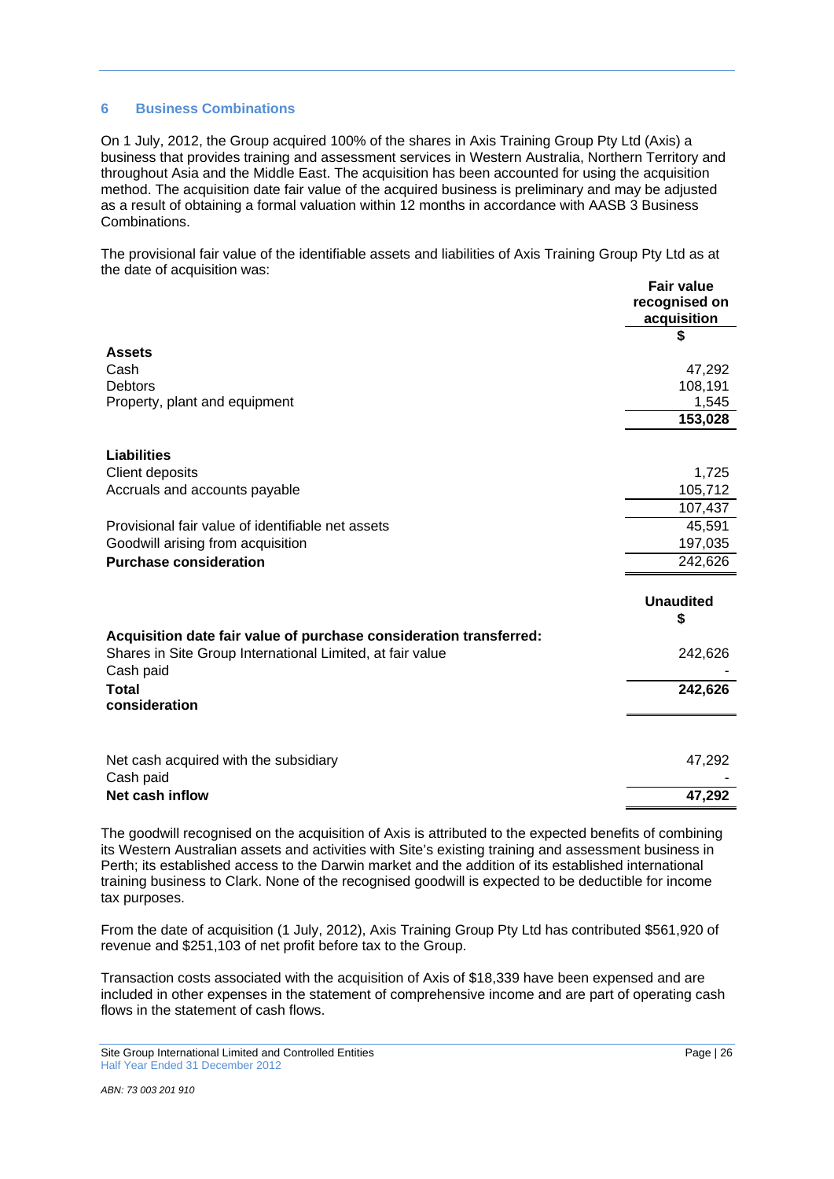## 6 Business Combinations

On 1 July, 2012, the Group acquired 100% of the shares in Axis Training Group Pty Ltd (Axis) a business that provides training and assessment services in Western Australia, Northern Territory and throughout Asia and the Middle East. The acquisition has been accounted for using the acquisition method. The acquisition date fair value of the acquired business is preliminary and may be adjusted as a result of obtaining a formal valuation within 12 months in accordance with AASB 3 Business Combinations.

The provisional fair value of the identifiable assets and liabilities of Axis Training Group Pty Ltd as at the date of acquisition was:

| | Fair value recognised on acquisition |
|---|---|
| | $ |
| **Assets** | |
| Cash | 47,292 |
| Debtors | 108,191 |
| Property, plant and equipment | 1,545 |
| | **153,028** |
| **Liabilities** | |
| Client deposits | 1,725 |
| Accruals and accounts payable | 105,712 |
| | 107,437 |
| Provisional fair value of identifiable net assets | 45,591 |
| Goodwill arising from acquisition | 197,035 |
| **Purchase consideration** | 242,626 |

| | Unaudited |
|---|---|
| | $ |
| **Acquisition date fair value of purchase consideration transferred:** | |
| Shares in Site Group International Limited, at fair value | 242,626 |
| Cash paid | - |
| **Total consideration** | **242,626** |
| | |
| Net cash acquired with the subsidiary | 47,292 |
| Cash paid | - |
| **Net cash inflow** | **47,292** |

The goodwill recognised on the acquisition of Axis is attributed to the expected benefits of combining its Western Australian assets and activities with Site's existing training and assessment business in Perth; its established access to the Darwin market and the addition of its established international training business to Clark. None of the recognised goodwill is expected to be deductible for income tax purposes.

From the date of acquisition (1 July, 2012), Axis Training Group Pty Ltd has contributed $561,920 of revenue and $251,103 of net profit before tax to the Group.

Transaction costs associated with the acquisition of Axis of $18,339 have been expensed and are included in other expenses in the statement of comprehensive income and are part of operating cash flows in the statement of cash flows.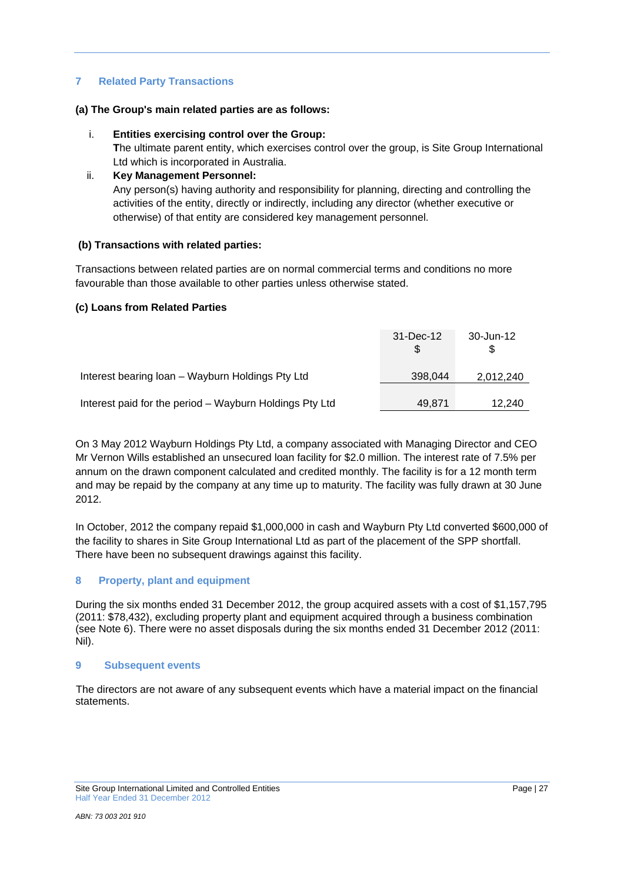## 7 Related Party Transactions

**(a) The Group's main related parties are as follows:**

i. **Entities exercising control over the Group:**
   **T**he ultimate parent entity, which exercises control over the group, is Site Group International Ltd which is incorporated in Australia.

ii. **Key Management Personnel:**
   Any person(s) having authority and responsibility for planning, directing and controlling the activities of the entity, directly or indirectly, including any director (whether executive or otherwise) of that entity are considered key management personnel.

**(b) Transactions with related parties:**

Transactions between related parties are on normal commercial terms and conditions no more favourable than those available to other parties unless otherwise stated.

**(c) Loans from Related Parties**

| | 31-Dec-12 $ | 30-Jun-12 $ |
|---|---|---|
| Interest bearing loan – Wayburn Holdings Pty Ltd | 398,044 | 2,012,240 |
| Interest paid for the period – Wayburn Holdings Pty Ltd | 49,871 | 12,240 |

On 3 May 2012 Wayburn Holdings Pty Ltd, a company associated with Managing Director and CEO Mr Vernon Wills established an unsecured loan facility for $2.0 million. The interest rate of 7.5% per annum on the drawn component calculated and credited monthly. The facility is for a 12 month term and may be repaid by the company at any time up to maturity. The facility was fully drawn at 30 June 2012.

In October, 2012 the company repaid $1,000,000 in cash and Wayburn Pty Ltd converted $600,000 of the facility to shares in Site Group International Ltd as part of the placement of the SPP shortfall. There have been no subsequent drawings against this facility.

## 8 Property, plant and equipment

During the six months ended 31 December 2012, the group acquired assets with a cost of $1,157,795 (2011: $78,432), excluding property plant and equipment acquired through a business combination (see Note 6). There were no asset disposals during the six months ended 31 December 2012 (2011: Nil).

## 9 Subsequent events

The directors are not aware of any subsequent events which have a material impact on the financial statements.